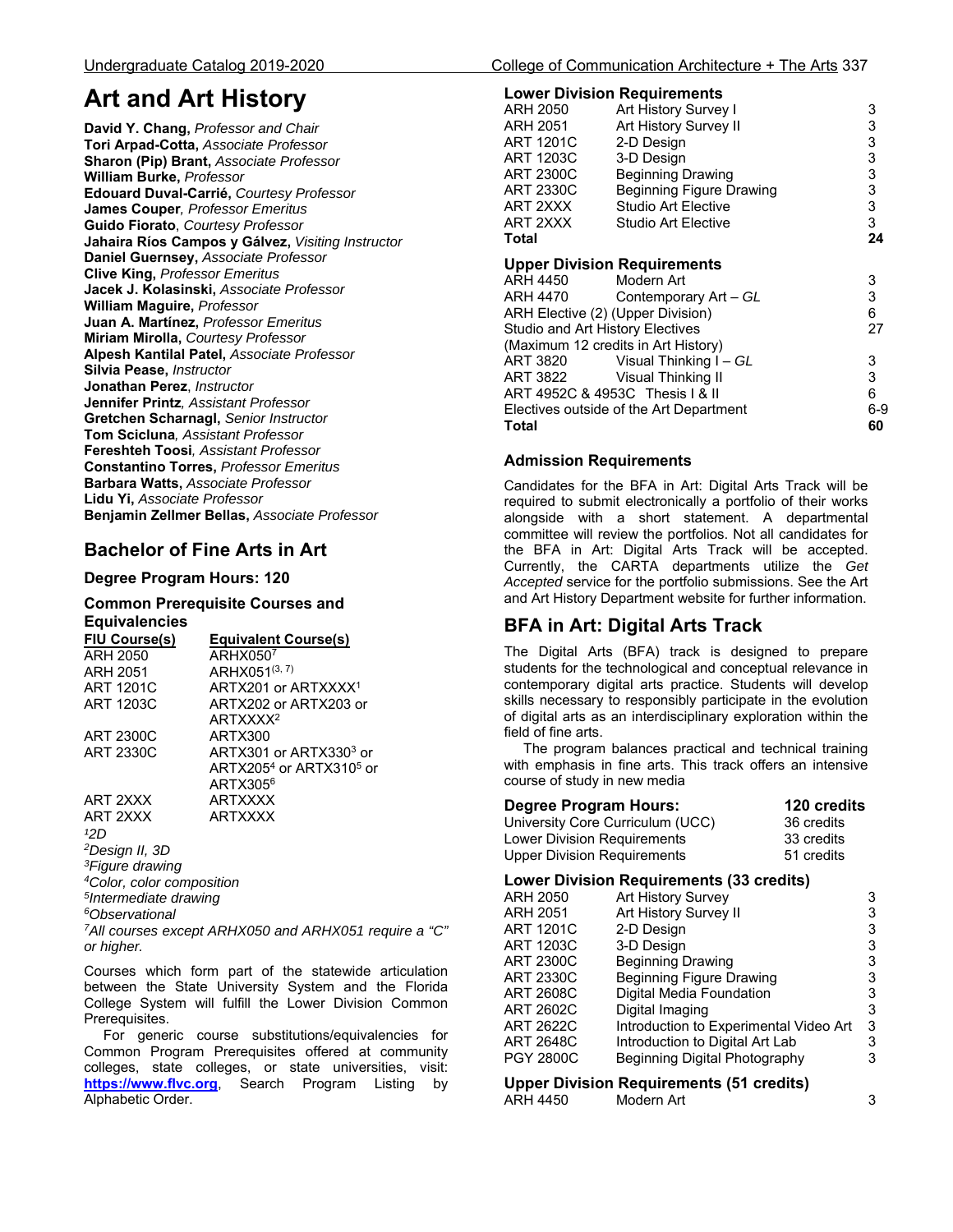# Art and Art History

**David Y. Chang,** *Professor and Chair*
**Tori Arpad-Cotta,** *Associate Professor*
**Sharon (Pip) Brant,** *Associate Professor*
**William Burke,** *Professor*
**Edouard Duval-Carrié,** *Courtesy Professor*
**James Couper***, Professor Emeritus*
**Guido Fiorato***, Courtesy Professor*
**Jahaira Ríos Campos y Gálvez,** *Visiting Instructor*
**Daniel Guernsey,** *Associate Professor*
**Clive King,** *Professor Emeritus*
**Jacek J. Kolasinski,** *Associate Professor*
**William Maguire,** *Professor*
**Juan A. Martínez,** *Professor Emeritus*
**Miriam Mirolla,** *Courtesy Professor*
**Alpesh Kantilal Patel,** *Associate Professor*
**Silvia Pease,** *Instructor*
**Jonathan Perez***, Instructor*
**Jennifer Printz***, Assistant Professor*
**Gretchen Scharnagl,** *Senior Instructor*
**Tom Scicluna***, Assistant Professor*
**Fereshteh Toosi***, Assistant Professor*
**Constantino Torres,** *Professor Emeritus*
**Barbara Watts,** *Associate Professor*
**Lidu Yi,** *Associate Professor*
**Benjamin Zellmer Bellas,** *Associate Professor*

## Bachelor of Fine Arts in Art

### Degree Program Hours: 120

### Common Prerequisite Courses and Equivalencies

| FIU Course(s) | Equivalent Course(s) |
|---|---|
| ARH 2050 | ARHX050[7] |
| ARH 2051 | ARHX051[3, 7] |
| ART 1201C | ARTX201 or ARTXXXX[1] |
| ART 1203C | ARTX202 or ARTX203 or ARTXXXX[2] |
| ART 2300C | ARTX300 |
| ART 2330C | ARTX301 or ARTX330[3] or ARTX205[4] or ARTX310[5] or ARTX305[6] |
| ART 2XXX | ARTXXXX |
| ART 2XXX | ARTXXXX |

*[1]2D*
*[2]Design II, 3D*
*[3]Figure drawing*
*[4]Color, color composition*
*[5]Intermediate drawing*
*[6]Observational*
*[7]All courses except ARHX050 and ARHX051 require a "C" or higher.*

Courses which form part of the statewide articulation between the State University System and the Florida College System will fulfill the Lower Division Common Prerequisites.

For generic course substitutions/equivalencies for Common Program Prerequisites offered at community colleges, state colleges, or state universities, visit: **https://www.flvc.org**, Search Program Listing by Alphabetic Order.

### Lower Division Requirements

| | | |
|---|---|---|
| ARH 2050 | Art History Survey I | 3 |
| ARH 2051 | Art History Survey II | 3 |
| ART 1201C | 2-D Design | 3 |
| ART 1203C | 3-D Design | 3 |
| ART 2300C | Beginning Drawing | 3 |
| ART 2330C | Beginning Figure Drawing | 3 |
| ART 2XXX | Studio Art Elective | 3 |
| ART 2XXX | Studio Art Elective | 3 |
| **Total** | | **24** |

### Upper Division Requirements

| | | |
|---|---|---|
| ARH 4450 | Modern Art | 3 |
| ARH 4470 | Contemporary Art – *GL* | 3 |
| ARH Elective (2) (Upper Division) | | 6 |
| Studio and Art History Electives (Maximum 12 credits in Art History) | | 27 |
| ART 3820 | Visual Thinking I – *GL* | 3 |
| ART 3822 | Visual Thinking II | 3 |
| ART 4952C & 4953C Thesis I & II | | 6 |
| Electives outside of the Art Department | | 6-9 |
| **Total** | | **60** |

### Admission Requirements

Candidates for the BFA in Art: Digital Arts Track will be required to submit electronically a portfolio of their works alongside with a short statement. A departmental committee will review the portfolios. Not all candidates for the BFA in Art: Digital Arts Track will be accepted. Currently, the CARTA departments utilize the *Get Accepted* service for the portfolio submissions. See the Art and Art History Department website for further information.

## BFA in Art: Digital Arts Track

The Digital Arts (BFA) track is designed to prepare students for the technological and conceptual relevance in contemporary digital arts practice. Students will develop skills necessary to responsibly participate in the evolution of digital arts as an interdisciplinary exploration within the field of fine arts.

The program balances practical and technical training with emphasis in fine arts. This track offers an intensive course of study in new media

| **Degree Program Hours:** | **120 credits** |
|---|---|
| University Core Curriculum (UCC) | 36 credits |
| Lower Division Requirements | 33 credits |
| Upper Division Requirements | 51 credits |

### Lower Division Requirements (33 credits)

| | | |
|---|---|---|
| ARH 2050 | Art History Survey | 3 |
| ARH 2051 | Art History Survey II | 3 |
| ART 1201C | 2-D Design | 3 |
| ART 1203C | 3-D Design | 3 |
| ART 2300C | Beginning Drawing | 3 |
| ART 2330C | Beginning Figure Drawing | 3 |
| ART 2608C | Digital Media Foundation | 3 |
| ART 2602C | Digital Imaging | 3 |
| ART 2622C | Introduction to Experimental Video Art | 3 |
| ART 2648C | Introduction to Digital Art Lab | 3 |
| PGY 2800C | Beginning Digital Photography | 3 |

### Upper Division Requirements (51 credits)

| | | |
|---|---|---|
| ARH 4450 | Modern Art | 3 |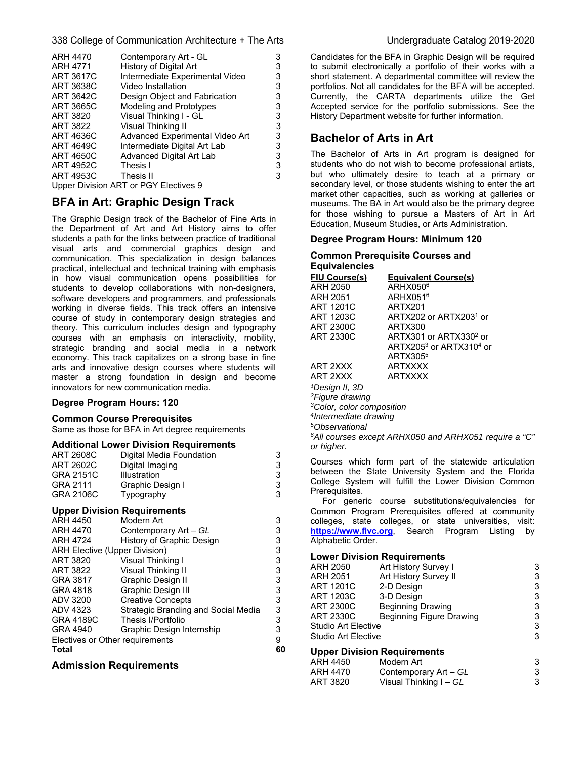| | | |
|---|---|---|
| ARH 4470 | Contemporary Art - GL | 3 |
| ARH 4771 | History of Digital Art | 3 |
| ART 3617C | Intermediate Experimental Video | 3 |
| ART 3638C | Video Installation | 3 |
| ART 3642C | Design Object and Fabrication | 3 |
| ART 3665C | Modeling and Prototypes | 3 |
| ART 3820 | Visual Thinking I - GL | 3 |
| ART 3822 | Visual Thinking II | 3 |
| ART 4636C | Advanced Experimental Video Art | 3 |
| ART 4649C | Intermediate Digital Art Lab | 3 |
| ART 4650C | Advanced Digital Art Lab | 3 |
| ART 4952C | Thesis I | 3 |
| ART 4953C | Thesis II | 3 |

Upper Division ART or PGY Electives 9

## BFA in Art: Graphic Design Track

The Graphic Design track of the Bachelor of Fine Arts in the Department of Art and Art History aims to offer students a path for the links between practice of traditional visual arts and commercial graphics design and communication. This specialization in design balances practical, intellectual and technical training with emphasis in how visual communication opens possibilities for students to develop collaborations with non-designers, software developers and programmers, and professionals working in diverse fields. This track offers an intensive course of study in contemporary design strategies and theory. This curriculum includes design and typography courses with an emphasis on interactivity, mobility, strategic branding and social media in a network economy. This track capitalizes on a strong base in fine arts and innovative design courses where students will master a strong foundation in design and become innovators for new communication media.

### Degree Program Hours: 120

### Common Course Prerequisites

Same as those for BFA in Art degree requirements

### Additional Lower Division Requirements

| | | |
|---|---|---|
| ART 2608C | Digital Media Foundation | 3 |
| ART 2602C | Digital Imaging | 3 |
| GRA 2151C | Illustration | 3 |
| GRA 2111 | Graphic Design I | 3 |
| GRA 2106C | Typography | 3 |

### Upper Division Requirements

| | | |
|---|---|---|
| ARH 4450 | Modern Art | 3 |
| ARH 4470 | Contemporary Art – *GL* | 3 |
| ARH 4724 | History of Graphic Design | 3 |
| ARH Elective (Upper Division) | | 3 |
| ART 3820 | Visual Thinking I | 3 |
| ART 3822 | Visual Thinking II | 3 |
| GRA 3817 | Graphic Design II | 3 |
| GRA 4818 | Graphic Design III | 3 |
| ADV 3200 | Creative Concepts | 3 |
| ADV 4323 | Strategic Branding and Social Media | 3 |
| GRA 4189C | Thesis I/Portfolio | 3 |
| GRA 4940 | Graphic Design Internship | 3 |
| Electives or Other requirements | | 9 |
| **Total** | | **60** |

## Admission Requirements

Candidates for the BFA in Graphic Design will be required to submit electronically a portfolio of their works with a short statement. A departmental committee will review the portfolios. Not all candidates for the BFA will be accepted. Currently, the CARTA departments utilize the Get Accepted service for the portfolio submissions. See the History Department website for further information.

## Bachelor of Arts in Art

The Bachelor of Arts in Art program is designed for students who do not wish to become professional artists, but who ultimately desire to teach at a primary or secondary level, or those students wishing to enter the art market other capacities, such as working at galleries or museums. The BA in Art would also be the primary degree for those wishing to pursue a Masters of Art in Art Education, Museum Studies, or Arts Administration.

### Degree Program Hours: Minimum 120

### Common Prerequisite Courses and Equivalencies

| FIU Course(s) | Equivalent Course(s) |
|---|---|
| ARH 2050 | ARHX050[6] |
| ARH 2051 | ARHX051[6] |
| ART 1201C | ARTX201 |
| ART 1203C | ARTX202 or ARTX203[1] or |
| ART 2300C | ARTX300 |
| ART 2330C | ARTX301 or ARTX330[2] or ARTX205[3] or ARTX310[4] or ARTX305[5] |
| ART 2XXX | ARTXXXX |
| ART 2XXX | ARTXXXX |

[1]*Design II, 3D*
[2]*Figure drawing*
[3]*Color, color composition*
[4]*Intermediate drawing*
[5]*Observational*
[6]*All courses except ARHX050 and ARHX051 require a "C" or higher.*

Courses which form part of the statewide articulation between the State University System and the Florida College System will fulfill the Lower Division Common Prerequisites.

For generic course substitutions/equivalencies for Common Program Prerequisites offered at community colleges, state colleges, or state universities, visit: **https://www.flvc.org**, Search Program Listing by Alphabetic Order.

### Lower Division Requirements

| | | |
|---|---|---|
| ARH 2050 | Art History Survey I | 3 |
| ARH 2051 | Art History Survey II | 3 |
| ART 1201C | 2-D Design | 3 |
| ART 1203C | 3-D Design | 3 |
| ART 2300C | Beginning Drawing | 3 |
| ART 2330C | Beginning Figure Drawing | 3 |
| Studio Art Elective | | 3 |
| Studio Art Elective | | 3 |

### Upper Division Requirements

| | | |
|---|---|---|
| ARH 4450 | Modern Art | 3 |
| ARH 4470 | Contemporary Art – *GL* | 3 |
| ART 3820 | Visual Thinking I – *GL* | 3 |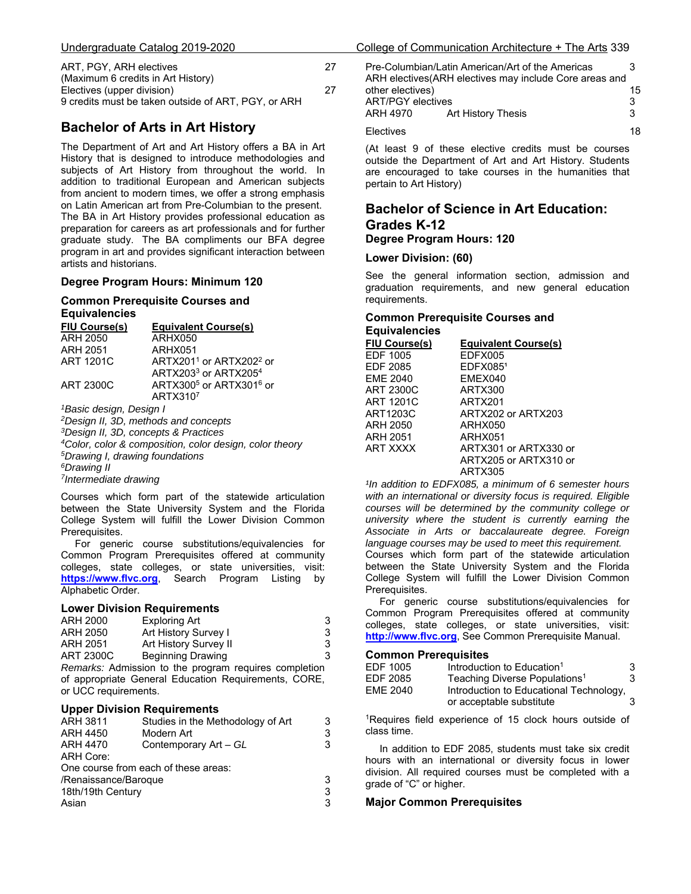| | |
|---|---|
| ART, PGY, ARH electives | 27 |
| (Maximum 6 credits in Art History) | |
| Electives (upper division) | 27 |
| 9 credits must be taken outside of ART, PGY, or ARH | |

## Bachelor of Arts in Art History

The Department of Art and Art History offers a BA in Art History that is designed to introduce methodologies and subjects of Art History from throughout the world. In addition to traditional European and American subjects from ancient to modern times, we offer a strong emphasis on Latin American art from Pre-Columbian to the present. The BA in Art History provides professional education as preparation for careers as art professionals and for further graduate study. The BA compliments our BFA degree program in art and provides significant interaction between artists and historians.

### Degree Program Hours: Minimum 120

### Common Prerequisite Courses and Equivalencies

| FIU Course(s) | Equivalent Course(s) |
|---|---|
| ARH 2050 | ARHX050 |
| ARH 2051 | ARHX051 |
| ART 1201C | ARTX201[1] or ARTX202[2] or ARTX203[3] or ARTX205[4] |
| ART 2300C | ARTX300[5] or ARTX301[6] or ARTX310[7] |

*[1]Basic design, Design I*
*[2]Design II, 3D, methods and concepts*
*[3]Design II, 3D, concepts & Practices*
*[4]Color, color & composition, color design, color theory*
*[5]Drawing I, drawing foundations*
*[6]Drawing II*
*[7]Intermediate drawing*

Courses which form part of the statewide articulation between the State University System and the Florida College System will fulfill the Lower Division Common Prerequisites.

For generic course substitutions/equivalencies for Common Program Prerequisites offered at community colleges, state colleges, or state universities, visit: **https://www.flvc.org**, Search Program Listing by Alphabetic Order.

### Lower Division Requirements

| | | |
|---|---|---|
| ARH 2000 | Exploring Art | 3 |
| ARH 2050 | Art History Survey I | 3 |
| ARH 2051 | Art History Survey II | 3 |
| ART 2300C | Beginning Drawing | 3 |

*Remarks:* Admission to the program requires completion of appropriate General Education Requirements, CORE, or UCC requirements.

### Upper Division Requirements

| | | |
|---|---|---|
| ARH 3811 | Studies in the Methodology of Art | 3 |
| ARH 4450 | Modern Art | 3 |
| ARH 4470 | Contemporary Art – *GL* | 3 |
| ARH Core: | | |
| One course from each of these areas: | | |
| /Renaissance/Baroque | | 3 |
| 18th/19th Century | | 3 |
| Asian | | 3 |
| Pre-Columbian/Latin American/Art of the Americas | | 3 |
| ARH electives(ARH electives may include Core areas and other electives) | | 15 |
| ART/PGY electives | | 3 |
| ARH 4970 | Art History Thesis | 3 |
| Electives | | 18 |

(At least 9 of these elective credits must be courses outside the Department of Art and Art History. Students are encouraged to take courses in the humanities that pertain to Art History)

## Bachelor of Science in Art Education: Grades K-12

### Degree Program Hours: 120

### Lower Division: (60)

See the general information section, admission and graduation requirements, and new general education requirements.

### Common Prerequisite Courses and Equivalencies

| FIU Course(s) | Equivalent Course(s) |
|---|---|
| EDF 1005 | EDFX005 |
| EDF 2085 | EDFX085[1] |
| EME 2040 | EMEX040 |
| ART 2300C | ARTX300 |
| ART 1201C | ARTX201 |
| ART1203C | ARTX202 or ARTX203 |
| ARH 2050 | ARHX050 |
| ARH 2051 | ARHX051 |
| ART XXXX | ARTX301 or ARTX330 or ARTX205 or ARTX310 or ARTX305 |

*[1]In addition to EDFX085, a minimum of 6 semester hours with an international or diversity focus is required. Eligible courses will be determined by the community college or university where the student is currently earning the Associate in Arts or baccalaureate degree. Foreign language courses may be used to meet this requirement.*

Courses which form part of the statewide articulation between the State University System and the Florida College System will fulfill the Lower Division Common Prerequisites.

For generic course substitutions/equivalencies for Common Program Prerequisites offered at community colleges, state colleges, or state universities, visit: **http://www.flvc.org**, See Common Prerequisite Manual.

### Common Prerequisites

| | | |
|---|---|---|
| EDF 1005 | Introduction to Education[1] | 3 |
| EDF 2085 | Teaching Diverse Populations[1] | 3 |
| EME 2040 | Introduction to Educational Technology, or acceptable substitute | 3 |

[1]Requires field experience of 15 clock hours outside of class time.

In addition to EDF 2085, students must take six credit hours with an international or diversity focus in lower division. All required courses must be completed with a grade of "C" or higher.

### Major Common Prerequisites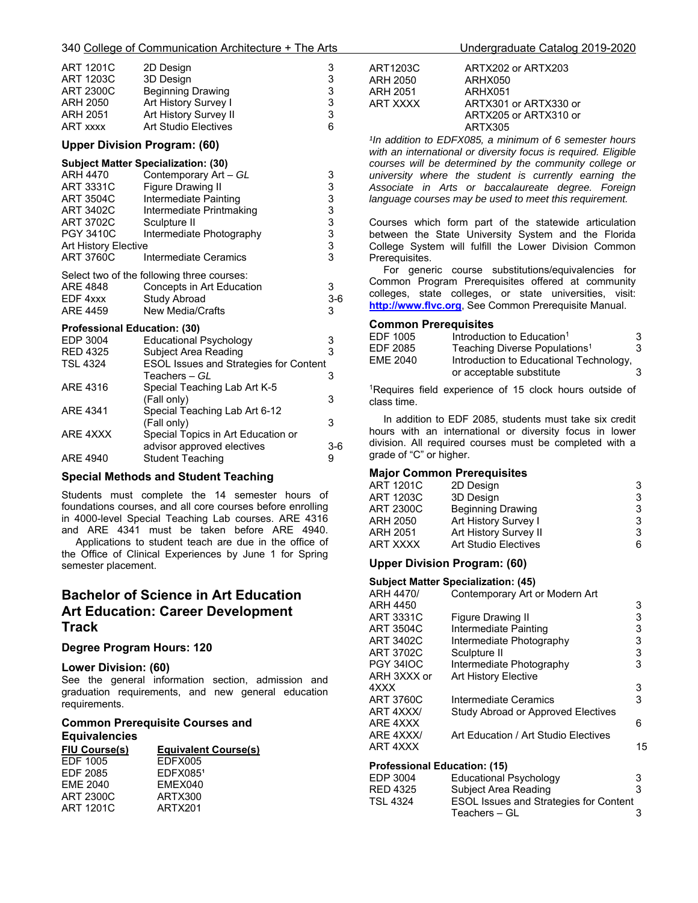| | | |
|---|---|---|
| ART 1201C | 2D Design | 3 |
| ART 1203C | 3D Design | 3 |
| ART 2300C | Beginning Drawing | 3 |
| ARH 2050 | Art History Survey I | 3 |
| ARH 2051 | Art History Survey II | 3 |
| ART xxxx | Art Studio Electives | 6 |

### Upper Division Program: (60)

**Subject Matter Specialization: (30)**

| | | |
|---|---|---|
| ARH 4470 | Contemporary Art – *GL* | 3 |
| ART 3331C | Figure Drawing II | 3 |
| ART 3504C | Intermediate Painting | 3 |
| ART 3402C | Intermediate Printmaking | 3 |
| ART 3702C | Sculpture II | 3 |
| PGY 3410C | Intermediate Photography | 3 |
| Art History Elective | | 3 |
| ART 3760C | Intermediate Ceramics | 3 |

Select two of the following three courses:

| | | |
|---|---|---|
| ARE 4848 | Concepts in Art Education | 3 |
| EDF 4xxx | Study Abroad | 3-6 |
| ARE 4459 | New Media/Crafts | 3 |

**Professional Education: (30)**

| | | |
|---|---|---|
| EDP 3004 | Educational Psychology | 3 |
| RED 4325 | Subject Area Reading | 3 |
| TSL 4324 | ESOL Issues and Strategies for Content Teachers – *GL* | 3 |
| ARE 4316 | Special Teaching Lab Art K-5 (Fall only) | 3 |
| ARE 4341 | Special Teaching Lab Art 6-12 (Fall only) | 3 |
| ARE 4XXX | Special Topics in Art Education or advisor approved electives | 3-6 |
| ARE 4940 | Student Teaching | 9 |

### Special Methods and Student Teaching

Students must complete the 14 semester hours of foundations courses, and all core courses before enrolling in 4000-level Special Teaching Lab courses. ARE 4316 and ARE 4341 must be taken before ARE 4940.

Applications to student teach are due in the office of the Office of Clinical Experiences by June 1 for Spring semester placement.

## Bachelor of Science in Art Education Art Education: Career Development Track

### Degree Program Hours: 120

### Lower Division: (60)

See the general information section, admission and graduation requirements, and new general education requirements.

### Common Prerequisite Courses and Equivalencies

| FIU Course(s) | Equivalent Course(s) |
|---|---|
| EDF 1005 | EDFX005 |
| EDF 2085 | EDFX085[1] |
| EME 2040 | EMEX040 |
| ART 2300C | ARTX300 |
| ART 1201C | ARTX201 |
| ART1203C | ARTX202 or ARTX203 |
| ARH 2050 | ARHX050 |
| ARH 2051 | ARHX051 |
| ART XXXX | ARTX301 or ARTX330 or ARTX205 or ARTX310 or ARTX305 |

*[1]In addition to EDFX085, a minimum of 6 semester hours with an international or diversity focus is required. Eligible courses will be determined by the community college or university where the student is currently earning the Associate in Arts or baccalaureate degree. Foreign language courses may be used to meet this requirement.*

Courses which form part of the statewide articulation between the State University System and the Florida College System will fulfill the Lower Division Common Prerequisites.

For generic course substitutions/equivalencies for Common Program Prerequisites offered at community colleges, state colleges, or state universities, visit: **http://www.flvc.org**, See Common Prerequisite Manual.

### Common Prerequisites

| | | |
|---|---|---|
| EDF 1005 | Introduction to Education[1] | 3 |
| EDF 2085 | Teaching Diverse Populations[1] | 3 |
| EME 2040 | Introduction to Educational Technology, or acceptable substitute | 3 |

[1]Requires field experience of 15 clock hours outside of class time.

In addition to EDF 2085, students must take six credit hours with an international or diversity focus in lower division. All required courses must be completed with a grade of "C" or higher.

### Major Common Prerequisites

| | | |
|---|---|---|
| ART 1201C | 2D Design | 3 |
| ART 1203C | 3D Design | 3 |
| ART 2300C | Beginning Drawing | 3 |
| ARH 2050 | Art History Survey I | 3 |
| ARH 2051 | Art History Survey II | 3 |
| ART XXXX | Art Studio Electives | 6 |

### Upper Division Program: (60)

**Subject Matter Specialization: (45)**

| | | |
|---|---|---|
| ARH 4470/ ARH 4450 | Contemporary Art or Modern Art | 3 |
| ART 3331C | Figure Drawing II | 3 |
| ART 3504C | Intermediate Painting | 3 |
| ART 3402C | Intermediate Photography | 3 |
| ART 3702C | Sculpture II | 3 |
| PGY 34IOC | Intermediate Photography | 3 |
| ARH 3XXX or 4XXX | Art History Elective | 3 |
| ART 3760C | Intermediate Ceramics | 3 |
| ART 4XXX/ ARE 4XXX | Study Abroad or Approved Electives | 6 |
| ARE 4XXX/ ART 4XXX | Art Education / Art Studio Electives | 15 |

**Professional Education: (15)**

| | | |
|---|---|---|
| EDP 3004 | Educational Psychology | 3 |
| RED 4325 | Subject Area Reading | 3 |
| TSL 4324 | ESOL Issues and Strategies for Content Teachers – GL | 3 |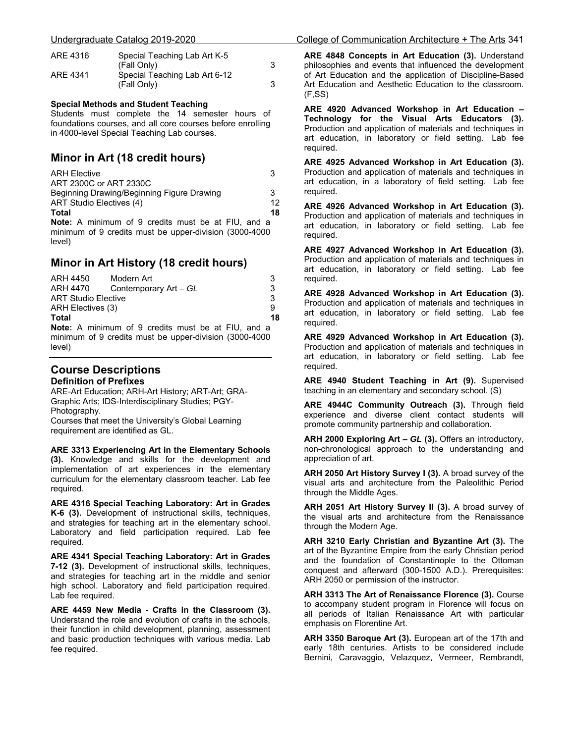| | | |
|---|---|---|
| ARE 4316 | Special Teaching Lab Art K-5 (Fall Only) | 3 |
| ARE 4341 | Special Teaching Lab Art 6-12 (Fall Only) | 3 |

**Special Methods and Student Teaching**

Students must complete the 14 semester hours of foundations courses, and all core courses before enrolling in 4000-level Special Teaching Lab courses.

## Minor in Art (18 credit hours)

| | |
|---|---|
| ARH Elective | 3 |
| ART 2300C or ART 2330C Beginning Drawing/Beginning Figure Drawing | 3 |
| ART Studio Electives (4) | 12 |
| **Total** | **18** |

**Note:** A minimum of 9 credits must be at FIU, and a minimum of 9 credits must be upper-division (3000-4000 level)

## Minor in Art History (18 credit hours)

| | | |
|---|---|---|
| ARH 4450 | Modern Art | 3 |
| ARH 4470 | Contemporary Art – *GL* | 3 |
| ART Studio Elective | | 3 |
| ARH Electives (3) | | 9 |
| **Total** | | **18** |

**Note:** A minimum of 9 credits must be at FIU, and a minimum of 9 credits must be upper-division (3000-4000 level)

## Course Descriptions

### Definition of Prefixes

ARE-Art Education; ARH-Art History; ART-Art; GRA-Graphic Arts; IDS-Interdisciplinary Studies; PGY-Photography.

Courses that meet the University's Global Learning requirement are identified as GL.

**ARE 3313 Experiencing Art in the Elementary Schools (3).** Knowledge and skills for the development and implementation of art experiences in the elementary curriculum for the elementary classroom teacher. Lab fee required.

**ARE 4316 Special Teaching Laboratory: Art in Grades K-6 (3).** Development of instructional skills, techniques, and strategies for teaching art in the elementary school. Laboratory and field participation required. Lab fee required.

**ARE 4341 Special Teaching Laboratory: Art in Grades 7-12 (3).** Development of instructional skills, techniques, and strategies for teaching art in the middle and senior high school. Laboratory and field participation required. Lab fee required.

**ARE 4459 New Media - Crafts in the Classroom (3).** Understand the role and evolution of crafts in the schools, their function in child development, planning, assessment and basic production techniques with various media. Lab fee required.

**ARE 4848 Concepts in Art Education (3).** Understand philosophies and events that influenced the development of Art Education and the application of Discipline-Based Art Education and Aesthetic Education to the classroom. (F,SS)

**ARE 4920 Advanced Workshop in Art Education – Technology for the Visual Arts Educators (3).** Production and application of materials and techniques in art education, in laboratory or field setting. Lab fee required.

**ARE 4925 Advanced Workshop in Art Education (3).** Production and application of materials and techniques in art education, in a laboratory of field setting. Lab fee required.

**ARE 4926 Advanced Workshop in Art Education (3).** Production and application of materials and techniques in art education, in laboratory or field setting. Lab fee required.

**ARE 4927 Advanced Workshop in Art Education (3).** Production and application of materials and techniques in art education, in laboratory or field setting. Lab fee required.

**ARE 4928 Advanced Workshop in Art Education (3).** Production and application of materials and techniques in art education, in laboratory or field setting. Lab fee required.

**ARE 4929 Advanced Workshop in Art Education (3).** Production and application of materials and techniques in art education, in laboratory or field setting. Lab fee required.

**ARE 4940 Student Teaching in Art (9).** Supervised teaching in an elementary and secondary school. (S)

**ARE 4944C Community Outreach (3).** Through field experience and diverse client contact students will promote community partnership and collaboration.

**ARH 2000 Exploring Art – *GL* (3).** Offers an introductory, non-chronological approach to the understanding and appreciation of art.

**ARH 2050 Art History Survey I (3).** A broad survey of the visual arts and architecture from the Paleolithic Period through the Middle Ages.

**ARH 2051 Art History Survey II (3).** A broad survey of the visual arts and architecture from the Renaissance through the Modern Age.

**ARH 3210 Early Christian and Byzantine Art (3).** The art of the Byzantine Empire from the early Christian period and the foundation of Constantinople to the Ottoman conquest and afterward (300-1500 A.D.). Prerequisites: ARH 2050 or permission of the instructor.

**ARH 3313 The Art of Renaissance Florence (3).** Course to accompany student program in Florence will focus on all periods of Italian Renaissance Art with particular emphasis on Florentine Art.

**ARH 3350 Baroque Art (3).** European art of the 17th and early 18th centuries. Artists to be considered include Bernini, Caravaggio, Velazquez, Vermeer, Rembrandt,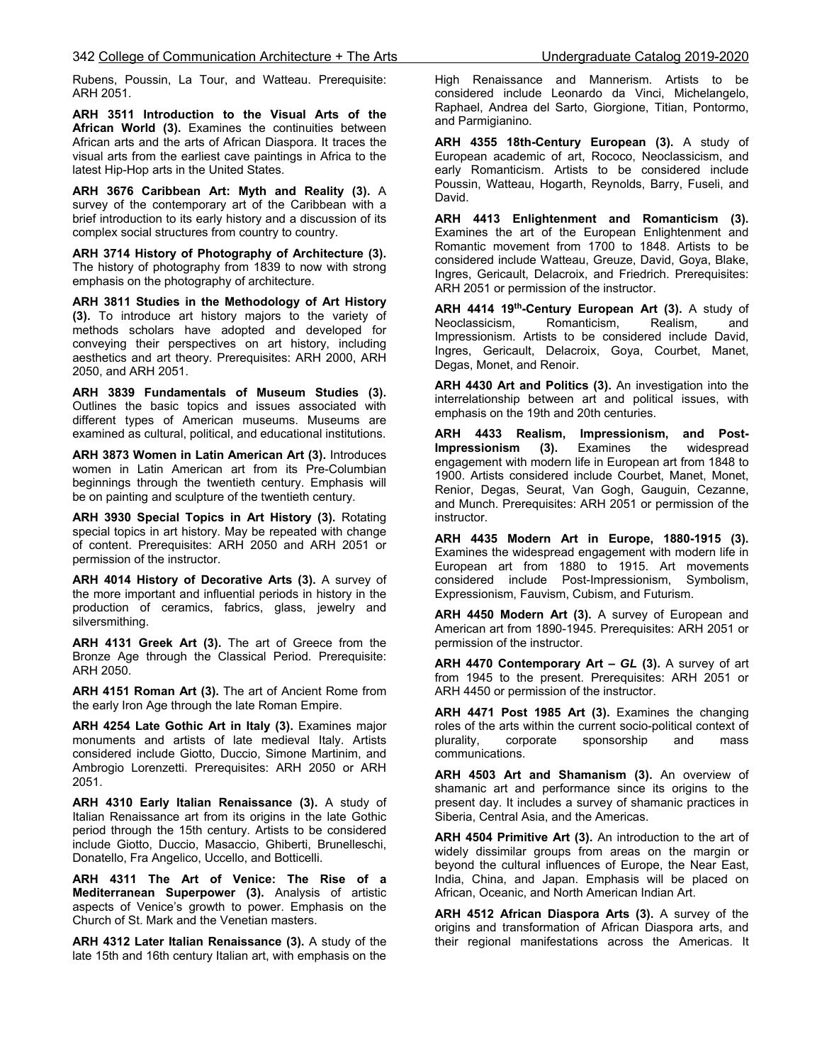Rubens, Poussin, La Tour, and Watteau. Prerequisite: ARH 2051.

**ARH 3511 Introduction to the Visual Arts of the African World (3).** Examines the continuities between African arts and the arts of African Diaspora. It traces the visual arts from the earliest cave paintings in Africa to the latest Hip-Hop arts in the United States.

**ARH 3676 Caribbean Art: Myth and Reality (3).** A survey of the contemporary art of the Caribbean with a brief introduction to its early history and a discussion of its complex social structures from country to country.

**ARH 3714 History of Photography of Architecture (3).** The history of photography from 1839 to now with strong emphasis on the photography of architecture.

**ARH 3811 Studies in the Methodology of Art History (3).** To introduce art history majors to the variety of methods scholars have adopted and developed for conveying their perspectives on art history, including aesthetics and art theory. Prerequisites: ARH 2000, ARH 2050, and ARH 2051.

**ARH 3839 Fundamentals of Museum Studies (3).** Outlines the basic topics and issues associated with different types of American museums. Museums are examined as cultural, political, and educational institutions.

**ARH 3873 Women in Latin American Art (3).** Introduces women in Latin American art from its Pre-Columbian beginnings through the twentieth century. Emphasis will be on painting and sculpture of the twentieth century.

**ARH 3930 Special Topics in Art History (3).** Rotating special topics in art history. May be repeated with change of content. Prerequisites: ARH 2050 and ARH 2051 or permission of the instructor.

**ARH 4014 History of Decorative Arts (3).** A survey of the more important and influential periods in history in the production of ceramics, fabrics, glass, jewelry and silversmithing.

**ARH 4131 Greek Art (3).** The art of Greece from the Bronze Age through the Classical Period. Prerequisite: ARH 2050.

**ARH 4151 Roman Art (3).** The art of Ancient Rome from the early Iron Age through the late Roman Empire.

**ARH 4254 Late Gothic Art in Italy (3).** Examines major monuments and artists of late medieval Italy. Artists considered include Giotto, Duccio, Simone Martinim, and Ambrogio Lorenzetti. Prerequisites: ARH 2050 or ARH 2051.

**ARH 4310 Early Italian Renaissance (3).** A study of Italian Renaissance art from its origins in the late Gothic period through the 15th century. Artists to be considered include Giotto, Duccio, Masaccio, Ghiberti, Brunelleschi, Donatello, Fra Angelico, Uccello, and Botticelli.

**ARH 4311 The Art of Venice: The Rise of a Mediterranean Superpower (3).** Analysis of artistic aspects of Venice's growth to power. Emphasis on the Church of St. Mark and the Venetian masters.

**ARH 4312 Later Italian Renaissance (3).** A study of the late 15th and 16th century Italian art, with emphasis on the High Renaissance and Mannerism. Artists to be considered include Leonardo da Vinci, Michelangelo, Raphael, Andrea del Sarto, Giorgione, Titian, Pontormo, and Parmigianino.

**ARH 4355 18th-Century European (3).** A study of European academic of art, Rococo, Neoclassicism, and early Romanticism. Artists to be considered include Poussin, Watteau, Hogarth, Reynolds, Barry, Fuseli, and David.

**ARH 4413 Enlightenment and Romanticism (3).** Examines the art of the European Enlightenment and Romantic movement from 1700 to 1848. Artists to be considered include Watteau, Greuze, David, Goya, Blake, Ingres, Gericault, Delacroix, and Friedrich. Prerequisites: ARH 2051 or permission of the instructor.

**ARH 4414 19th-Century European Art (3).** A study of Neoclassicism, Romanticism, Realism, and Impressionism. Artists to be considered include David, Ingres, Gericault, Delacroix, Goya, Courbet, Manet, Degas, Monet, and Renoir.

**ARH 4430 Art and Politics (3).** An investigation into the interrelationship between art and political issues, with emphasis on the 19th and 20th centuries.

**ARH 4433 Realism, Impressionism, and Post-Impressionism (3).** Examines the widespread engagement with modern life in European art from 1848 to 1900. Artists considered include Courbet, Manet, Monet, Renior, Degas, Seurat, Van Gogh, Gauguin, Cezanne, and Munch. Prerequisites: ARH 2051 or permission of the instructor.

**ARH 4435 Modern Art in Europe, 1880-1915 (3).** Examines the widespread engagement with modern life in European art from 1880 to 1915. Art movements considered include Post-Impressionism, Symbolism, Expressionism, Fauvism, Cubism, and Futurism.

**ARH 4450 Modern Art (3).** A survey of European and American art from 1890-1945. Prerequisites: ARH 2051 or permission of the instructor.

**ARH 4470 Contemporary Art – *GL* (3).** A survey of art from 1945 to the present. Prerequisites: ARH 2051 or ARH 4450 or permission of the instructor.

**ARH 4471 Post 1985 Art (3).** Examines the changing roles of the arts within the current socio-political context of plurality, corporate sponsorship and mass communications.

**ARH 4503 Art and Shamanism (3).** An overview of shamanic art and performance since its origins to the present day. It includes a survey of shamanic practices in Siberia, Central Asia, and the Americas.

**ARH 4504 Primitive Art (3).** An introduction to the art of widely dissimilar groups from areas on the margin or beyond the cultural influences of Europe, the Near East, India, China, and Japan. Emphasis will be placed on African, Oceanic, and North American Indian Art.

**ARH 4512 African Diaspora Arts (3).** A survey of the origins and transformation of African Diaspora arts, and their regional manifestations across the Americas. It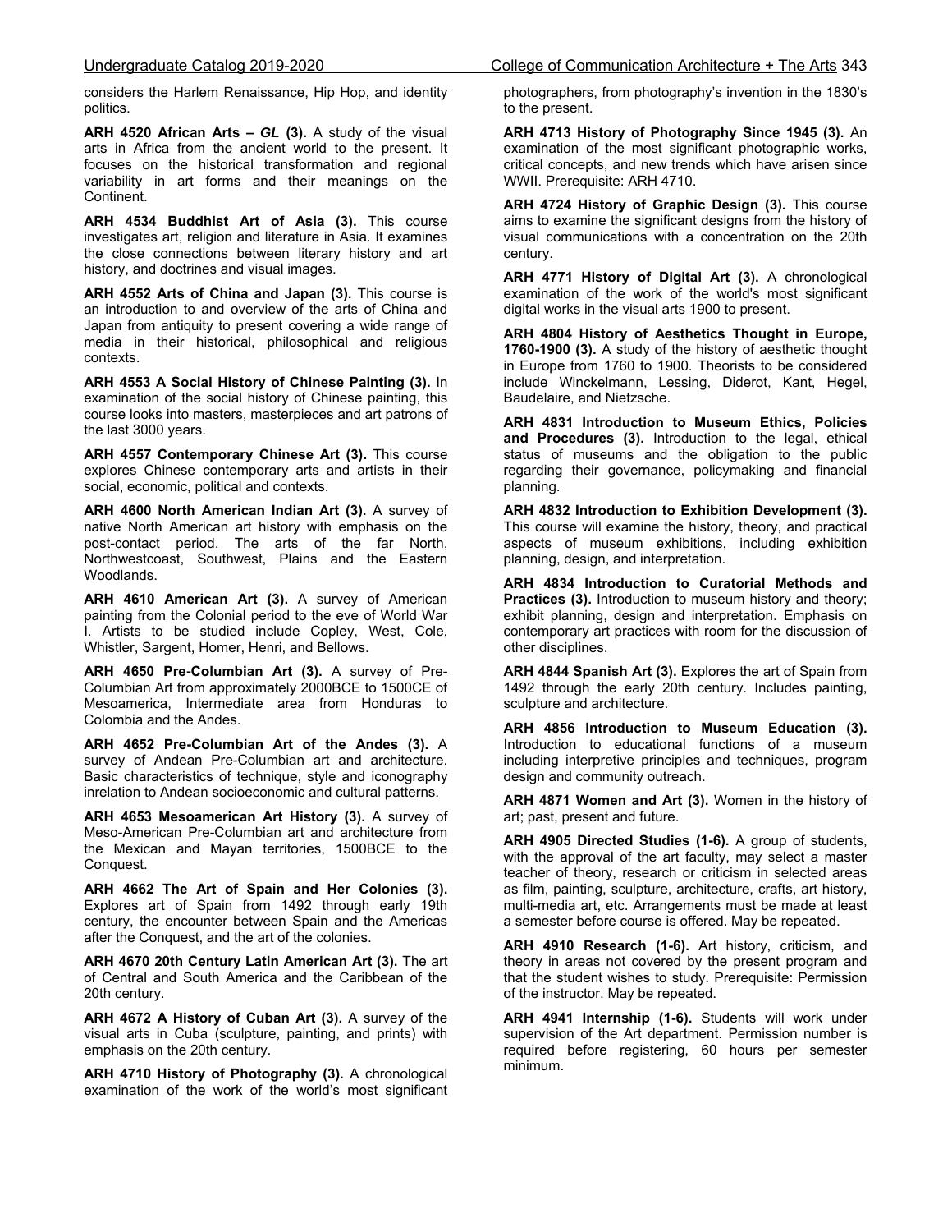considers the Harlem Renaissance, Hip Hop, and identity politics.

**ARH 4520 African Arts – *GL* (3).** A study of the visual arts in Africa from the ancient world to the present. It focuses on the historical transformation and regional variability in art forms and their meanings on the Continent.

**ARH 4534 Buddhist Art of Asia (3).** This course investigates art, religion and literature in Asia. It examines the close connections between literary history and art history, and doctrines and visual images.

**ARH 4552 Arts of China and Japan (3).** This course is an introduction to and overview of the arts of China and Japan from antiquity to present covering a wide range of media in their historical, philosophical and religious contexts.

**ARH 4553 A Social History of Chinese Painting (3).** In examination of the social history of Chinese painting, this course looks into masters, masterpieces and art patrons of the last 3000 years.

**ARH 4557 Contemporary Chinese Art (3).** This course explores Chinese contemporary arts and artists in their social, economic, political and contexts.

**ARH 4600 North American Indian Art (3).** A survey of native North American art history with emphasis on the post-contact period. The arts of the far North, Northwestcoast, Southwest, Plains and the Eastern Woodlands.

**ARH 4610 American Art (3).** A survey of American painting from the Colonial period to the eve of World War I. Artists to be studied include Copley, West, Cole, Whistler, Sargent, Homer, Henri, and Bellows.

**ARH 4650 Pre-Columbian Art (3).** A survey of Pre-Columbian Art from approximately 2000BCE to 1500CE of Mesoamerica, Intermediate area from Honduras to Colombia and the Andes.

**ARH 4652 Pre-Columbian Art of the Andes (3).** A survey of Andean Pre-Columbian art and architecture. Basic characteristics of technique, style and iconography inrelation to Andean socioeconomic and cultural patterns.

**ARH 4653 Mesoamerican Art History (3).** A survey of Meso-American Pre-Columbian art and architecture from the Mexican and Mayan territories, 1500BCE to the Conquest.

**ARH 4662 The Art of Spain and Her Colonies (3).** Explores art of Spain from 1492 through early 19th century, the encounter between Spain and the Americas after the Conquest, and the art of the colonies.

**ARH 4670 20th Century Latin American Art (3).** The art of Central and South America and the Caribbean of the 20th century.

**ARH 4672 A History of Cuban Art (3).** A survey of the visual arts in Cuba (sculpture, painting, and prints) with emphasis on the 20th century.

**ARH 4710 History of Photography (3).** A chronological examination of the work of the world's most significant photographers, from photography's invention in the 1830's to the present.

**ARH 4713 History of Photography Since 1945 (3).** An examination of the most significant photographic works, critical concepts, and new trends which have arisen since WWII. Prerequisite: ARH 4710.

**ARH 4724 History of Graphic Design (3).** This course aims to examine the significant designs from the history of visual communications with a concentration on the 20th century.

**ARH 4771 History of Digital Art (3).** A chronological examination of the work of the world's most significant digital works in the visual arts 1900 to present.

**ARH 4804 History of Aesthetics Thought in Europe, 1760-1900 (3).** A study of the history of aesthetic thought in Europe from 1760 to 1900. Theorists to be considered include Winckelmann, Lessing, Diderot, Kant, Hegel, Baudelaire, and Nietzsche.

**ARH 4831 Introduction to Museum Ethics, Policies and Procedures (3).** Introduction to the legal, ethical status of museums and the obligation to the public regarding their governance, policymaking and financial planning.

**ARH 4832 Introduction to Exhibition Development (3).** This course will examine the history, theory, and practical aspects of museum exhibitions, including exhibition planning, design, and interpretation.

**ARH 4834 Introduction to Curatorial Methods and Practices (3).** Introduction to museum history and theory; exhibit planning, design and interpretation. Emphasis on contemporary art practices with room for the discussion of other disciplines.

**ARH 4844 Spanish Art (3).** Explores the art of Spain from 1492 through the early 20th century. Includes painting, sculpture and architecture.

**ARH 4856 Introduction to Museum Education (3).** Introduction to educational functions of a museum including interpretive principles and techniques, program design and community outreach.

**ARH 4871 Women and Art (3).** Women in the history of art; past, present and future.

**ARH 4905 Directed Studies (1-6).** A group of students, with the approval of the art faculty, may select a master teacher of theory, research or criticism in selected areas as film, painting, sculpture, architecture, crafts, art history, multi-media art, etc. Arrangements must be made at least a semester before course is offered. May be repeated.

**ARH 4910 Research (1-6).** Art history, criticism, and theory in areas not covered by the present program and that the student wishes to study. Prerequisite: Permission of the instructor. May be repeated.

**ARH 4941 Internship (1-6).** Students will work under supervision of the Art department. Permission number is required before registering, 60 hours per semester minimum.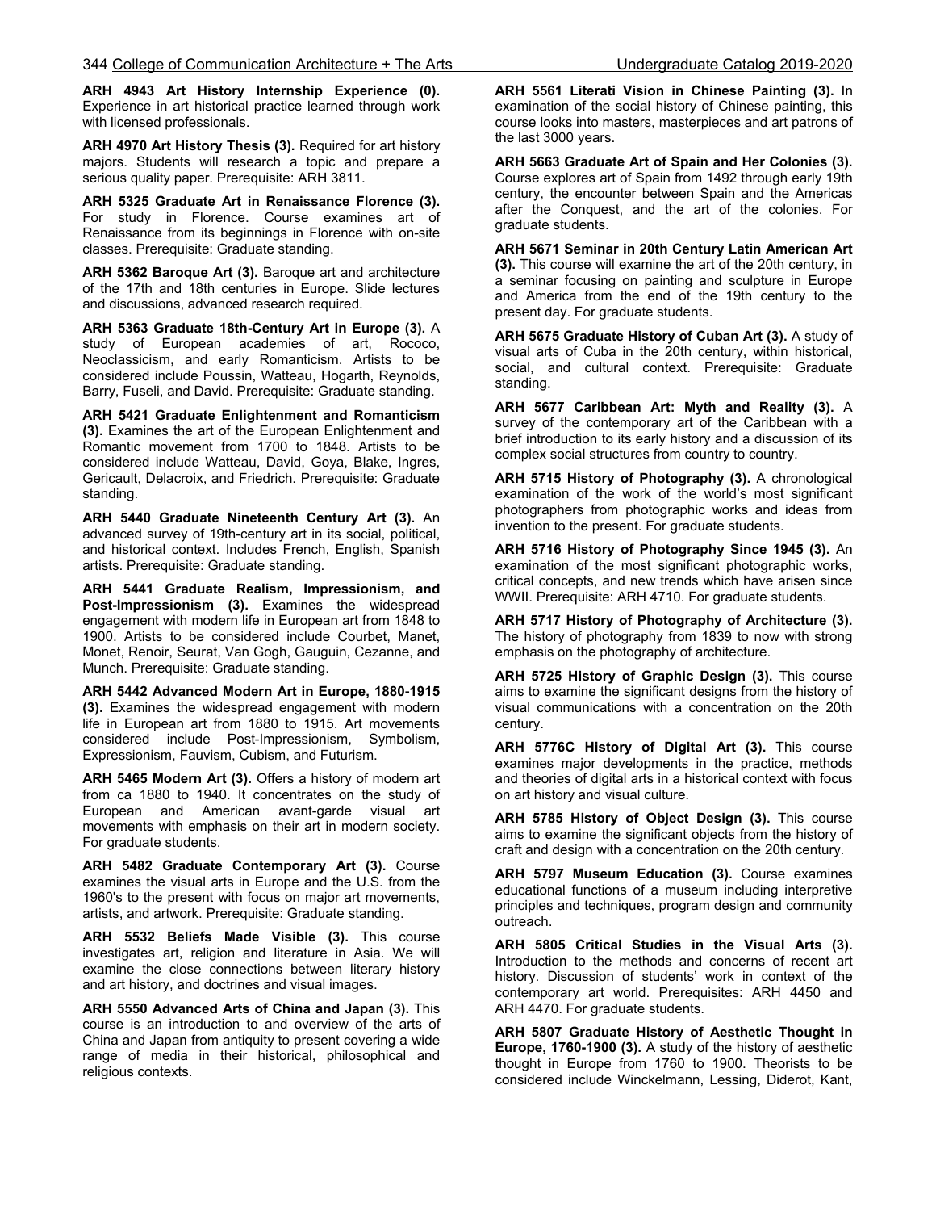**ARH 4943 Art History Internship Experience (0).** Experience in art historical practice learned through work with licensed professionals.

**ARH 4970 Art History Thesis (3).** Required for art history majors. Students will research a topic and prepare a serious quality paper. Prerequisite: ARH 3811.

**ARH 5325 Graduate Art in Renaissance Florence (3).** For study in Florence. Course examines art of Renaissance from its beginnings in Florence with on-site classes. Prerequisite: Graduate standing.

**ARH 5362 Baroque Art (3).** Baroque art and architecture of the 17th and 18th centuries in Europe. Slide lectures and discussions, advanced research required.

**ARH 5363 Graduate 18th-Century Art in Europe (3).** A study of European academies of art, Rococo, Neoclassicism, and early Romanticism. Artists to be considered include Poussin, Watteau, Hogarth, Reynolds, Barry, Fuseli, and David. Prerequisite: Graduate standing.

**ARH 5421 Graduate Enlightenment and Romanticism (3).** Examines the art of the European Enlightenment and Romantic movement from 1700 to 1848. Artists to be considered include Watteau, David, Goya, Blake, Ingres, Gericault, Delacroix, and Friedrich. Prerequisite: Graduate standing.

**ARH 5440 Graduate Nineteenth Century Art (3).** An advanced survey of 19th-century art in its social, political, and historical context. Includes French, English, Spanish artists. Prerequisite: Graduate standing.

**ARH 5441 Graduate Realism, Impressionism, and Post-Impressionism (3).** Examines the widespread engagement with modern life in European art from 1848 to 1900. Artists to be considered include Courbet, Manet, Monet, Renoir, Seurat, Van Gogh, Gauguin, Cezanne, and Munch. Prerequisite: Graduate standing.

**ARH 5442 Advanced Modern Art in Europe, 1880-1915 (3).** Examines the widespread engagement with modern life in European art from 1880 to 1915. Art movements considered include Post-Impressionism, Symbolism, Expressionism, Fauvism, Cubism, and Futurism.

**ARH 5465 Modern Art (3).** Offers a history of modern art from ca 1880 to 1940. It concentrates on the study of European and American avant-garde visual art movements with emphasis on their art in modern society. For graduate students.

**ARH 5482 Graduate Contemporary Art (3).** Course examines the visual arts in Europe and the U.S. from the 1960's to the present with focus on major art movements, artists, and artwork. Prerequisite: Graduate standing.

**ARH 5532 Beliefs Made Visible (3).** This course investigates art, religion and literature in Asia. We will examine the close connections between literary history and art history, and doctrines and visual images.

**ARH 5550 Advanced Arts of China and Japan (3).** This course is an introduction to and overview of the arts of China and Japan from antiquity to present covering a wide range of media in their historical, philosophical and religious contexts.

**ARH 5561 Literati Vision in Chinese Painting (3).** In examination of the social history of Chinese painting, this course looks into masters, masterpieces and art patrons of the last 3000 years.

**ARH 5663 Graduate Art of Spain and Her Colonies (3).** Course explores art of Spain from 1492 through early 19th century, the encounter between Spain and the Americas after the Conquest, and the art of the colonies. For graduate students.

**ARH 5671 Seminar in 20th Century Latin American Art (3).** This course will examine the art of the 20th century, in a seminar focusing on painting and sculpture in Europe and America from the end of the 19th century to the present day. For graduate students.

**ARH 5675 Graduate History of Cuban Art (3).** A study of visual arts of Cuba in the 20th century, within historical, social, and cultural context. Prerequisite: Graduate standing.

**ARH 5677 Caribbean Art: Myth and Reality (3).** A survey of the contemporary art of the Caribbean with a brief introduction to its early history and a discussion of its complex social structures from country to country.

**ARH 5715 History of Photography (3).** A chronological examination of the work of the world's most significant photographers from photographic works and ideas from invention to the present. For graduate students.

**ARH 5716 History of Photography Since 1945 (3).** An examination of the most significant photographic works, critical concepts, and new trends which have arisen since WWII. Prerequisite: ARH 4710. For graduate students.

**ARH 5717 History of Photography of Architecture (3).** The history of photography from 1839 to now with strong emphasis on the photography of architecture.

**ARH 5725 History of Graphic Design (3).** This course aims to examine the significant designs from the history of visual communications with a concentration on the 20th century.

**ARH 5776C History of Digital Art (3).** This course examines major developments in the practice, methods and theories of digital arts in a historical context with focus on art history and visual culture.

**ARH 5785 History of Object Design (3).** This course aims to examine the significant objects from the history of craft and design with a concentration on the 20th century.

**ARH 5797 Museum Education (3).** Course examines educational functions of a museum including interpretive principles and techniques, program design and community outreach.

**ARH 5805 Critical Studies in the Visual Arts (3).** Introduction to the methods and concerns of recent art history. Discussion of students' work in context of the contemporary art world. Prerequisites: ARH 4450 and ARH 4470. For graduate students.

**ARH 5807 Graduate History of Aesthetic Thought in Europe, 1760-1900 (3).** A study of the history of aesthetic thought in Europe from 1760 to 1900. Theorists to be considered include Winckelmann, Lessing, Diderot, Kant,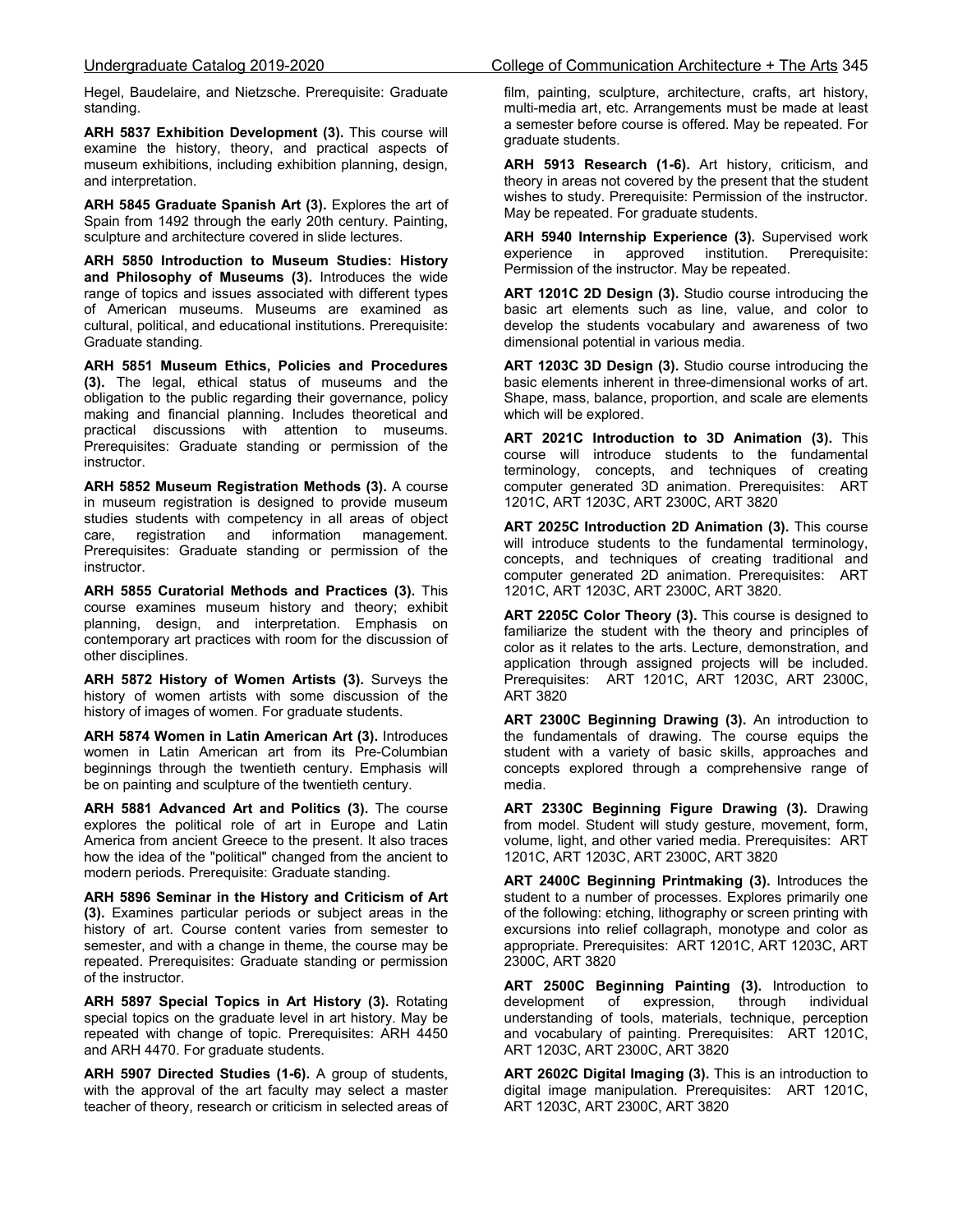Hegel, Baudelaire, and Nietzsche. Prerequisite: Graduate standing.

**ARH 5837 Exhibition Development (3).** This course will examine the history, theory, and practical aspects of museum exhibitions, including exhibition planning, design, and interpretation.

**ARH 5845 Graduate Spanish Art (3).** Explores the art of Spain from 1492 through the early 20th century. Painting, sculpture and architecture covered in slide lectures.

**ARH 5850 Introduction to Museum Studies: History and Philosophy of Museums (3).** Introduces the wide range of topics and issues associated with different types of American museums. Museums are examined as cultural, political, and educational institutions. Prerequisite: Graduate standing.

**ARH 5851 Museum Ethics, Policies and Procedures (3).** The legal, ethical status of museums and the obligation to the public regarding their governance, policy making and financial planning. Includes theoretical and practical discussions with attention to museums. Prerequisites: Graduate standing or permission of the instructor.

**ARH 5852 Museum Registration Methods (3).** A course in museum registration is designed to provide museum studies students with competency in all areas of object care, registration and information management. Prerequisites: Graduate standing or permission of the instructor.

**ARH 5855 Curatorial Methods and Practices (3).** This course examines museum history and theory; exhibit planning, design, and interpretation. Emphasis on contemporary art practices with room for the discussion of other disciplines.

**ARH 5872 History of Women Artists (3).** Surveys the history of women artists with some discussion of the history of images of women. For graduate students.

**ARH 5874 Women in Latin American Art (3).** Introduces women in Latin American art from its Pre-Columbian beginnings through the twentieth century. Emphasis will be on painting and sculpture of the twentieth century.

**ARH 5881 Advanced Art and Politics (3).** The course explores the political role of art in Europe and Latin America from ancient Greece to the present. It also traces how the idea of the "political" changed from the ancient to modern periods. Prerequisite: Graduate standing.

**ARH 5896 Seminar in the History and Criticism of Art (3).** Examines particular periods or subject areas in the history of art. Course content varies from semester to semester, and with a change in theme, the course may be repeated. Prerequisites: Graduate standing or permission of the instructor.

**ARH 5897 Special Topics in Art History (3).** Rotating special topics on the graduate level in art history. May be repeated with change of topic. Prerequisites: ARH 4450 and ARH 4470. For graduate students.

**ARH 5907 Directed Studies (1-6).** A group of students, with the approval of the art faculty may select a master teacher of theory, research or criticism in selected areas of film, painting, sculpture, architecture, crafts, art history, multi-media art, etc. Arrangements must be made at least a semester before course is offered. May be repeated. For graduate students.

**ARH 5913 Research (1-6).** Art history, criticism, and theory in areas not covered by the present that the student wishes to study. Prerequisite: Permission of the instructor. May be repeated. For graduate students.

**ARH 5940 Internship Experience (3).** Supervised work experience in approved institution. Prerequisite: Permission of the instructor. May be repeated.

**ART 1201C 2D Design (3).** Studio course introducing the basic art elements such as line, value, and color to develop the students vocabulary and awareness of two dimensional potential in various media.

**ART 1203C 3D Design (3).** Studio course introducing the basic elements inherent in three-dimensional works of art. Shape, mass, balance, proportion, and scale are elements which will be explored.

**ART 2021C Introduction to 3D Animation (3).** This course will introduce students to the fundamental terminology, concepts, and techniques of creating computer generated 3D animation. Prerequisites: ART 1201C, ART 1203C, ART 2300C, ART 3820

**ART 2025C Introduction 2D Animation (3).** This course will introduce students to the fundamental terminology, concepts, and techniques of creating traditional and computer generated 2D animation. Prerequisites: ART 1201C, ART 1203C, ART 2300C, ART 3820.

**ART 2205C Color Theory (3).** This course is designed to familiarize the student with the theory and principles of color as it relates to the arts. Lecture, demonstration, and application through assigned projects will be included. Prerequisites: ART 1201C, ART 1203C, ART 2300C, ART 3820

**ART 2300C Beginning Drawing (3).** An introduction to the fundamentals of drawing. The course equips the student with a variety of basic skills, approaches and concepts explored through a comprehensive range of media.

**ART 2330C Beginning Figure Drawing (3).** Drawing from model. Student will study gesture, movement, form, volume, light, and other varied media. Prerequisites: ART 1201C, ART 1203C, ART 2300C, ART 3820

**ART 2400C Beginning Printmaking (3).** Introduces the student to a number of processes. Explores primarily one of the following: etching, lithography or screen printing with excursions into relief collagraph, monotype and color as appropriate. Prerequisites: ART 1201C, ART 1203C, ART 2300C, ART 3820

**ART 2500C Beginning Painting (3).** Introduction to development of expression, through individual understanding of tools, materials, technique, perception and vocabulary of painting. Prerequisites: ART 1201C, ART 1203C, ART 2300C, ART 3820

**ART 2602C Digital Imaging (3).** This is an introduction to digital image manipulation. Prerequisites: ART 1201C, ART 1203C, ART 2300C, ART 3820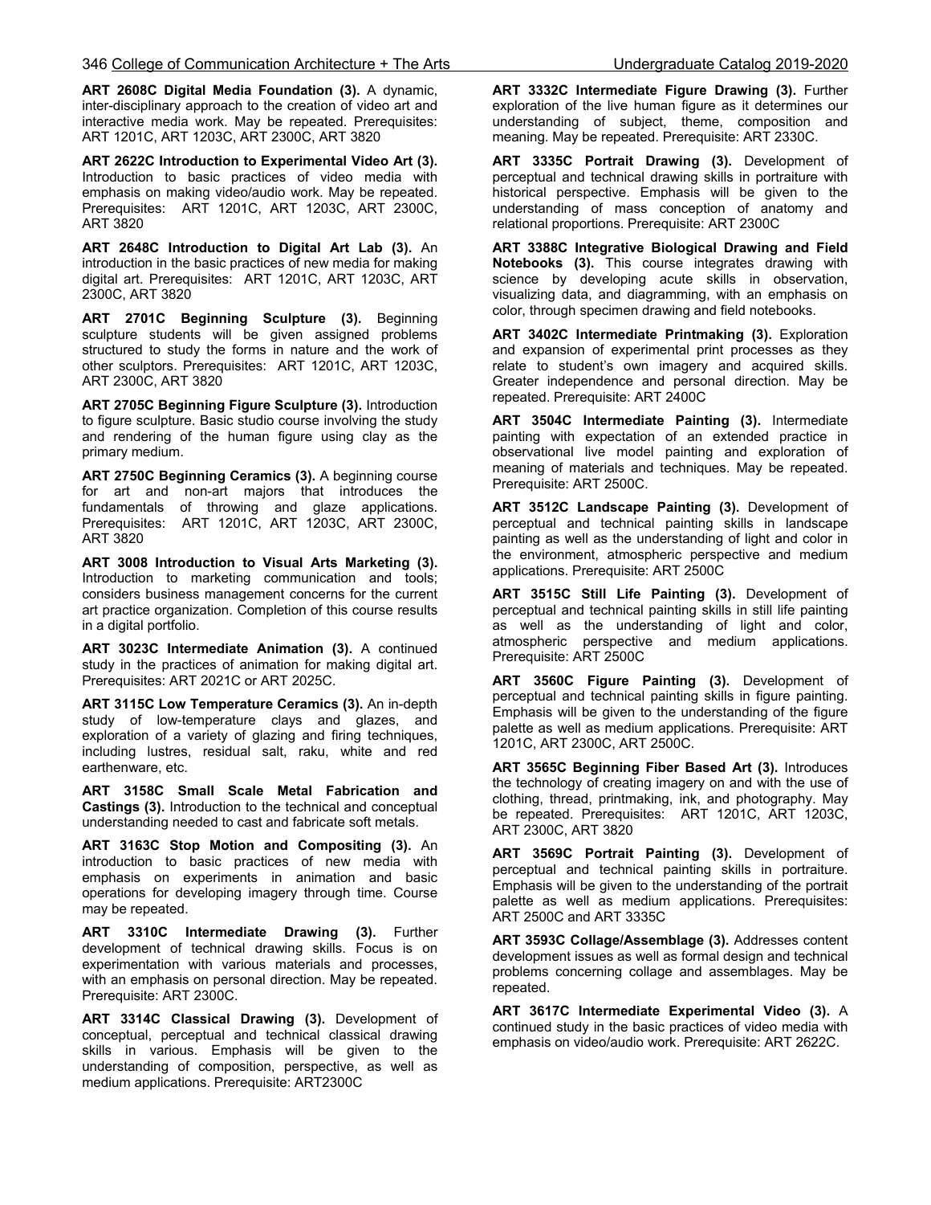**ART 2608C Digital Media Foundation (3).** A dynamic, inter-disciplinary approach to the creation of video art and interactive media work. May be repeated. Prerequisites: ART 1201C, ART 1203C, ART 2300C, ART 3820

**ART 2622C Introduction to Experimental Video Art (3).** Introduction to basic practices of video media with emphasis on making video/audio work. May be repeated. Prerequisites: ART 1201C, ART 1203C, ART 2300C, ART 3820

**ART 2648C Introduction to Digital Art Lab (3).** An introduction in the basic practices of new media for making digital art. Prerequisites: ART 1201C, ART 1203C, ART 2300C, ART 3820

**ART 2701C Beginning Sculpture (3).** Beginning sculpture students will be given assigned problems structured to study the forms in nature and the work of other sculptors. Prerequisites: ART 1201C, ART 1203C, ART 2300C, ART 3820

**ART 2705C Beginning Figure Sculpture (3).** Introduction to figure sculpture. Basic studio course involving the study and rendering of the human figure using clay as the primary medium.

**ART 2750C Beginning Ceramics (3).** A beginning course for art and non-art majors that introduces the fundamentals of throwing and glaze applications. Prerequisites: ART 1201C, ART 1203C, ART 2300C, ART 3820

**ART 3008 Introduction to Visual Arts Marketing (3).** Introduction to marketing communication and tools; considers business management concerns for the current art practice organization. Completion of this course results in a digital portfolio.

**ART 3023C Intermediate Animation (3).** A continued study in the practices of animation for making digital art. Prerequisites: ART 2021C or ART 2025C.

**ART 3115C Low Temperature Ceramics (3).** An in-depth study of low-temperature clays and glazes, and exploration of a variety of glazing and firing techniques, including lustres, residual salt, raku, white and red earthenware, etc.

**ART 3158C Small Scale Metal Fabrication and Castings (3).** Introduction to the technical and conceptual understanding needed to cast and fabricate soft metals.

**ART 3163C Stop Motion and Compositing (3).** An introduction to basic practices of new media with emphasis on experiments in animation and basic operations for developing imagery through time. Course may be repeated.

**ART 3310C Intermediate Drawing (3).** Further development of technical drawing skills. Focus is on experimentation with various materials and processes, with an emphasis on personal direction. May be repeated. Prerequisite: ART 2300C.

**ART 3314C Classical Drawing (3).** Development of conceptual, perceptual and technical classical drawing skills in various. Emphasis will be given to the understanding of composition, perspective, as well as medium applications. Prerequisite: ART2300C

**ART 3332C Intermediate Figure Drawing (3).** Further exploration of the live human figure as it determines our understanding of subject, theme, composition and meaning. May be repeated. Prerequisite: ART 2330C.

**ART 3335C Portrait Drawing (3).** Development of perceptual and technical drawing skills in portraiture with historical perspective. Emphasis will be given to the understanding of mass conception of anatomy and relational proportions. Prerequisite: ART 2300C

**ART 3388C Integrative Biological Drawing and Field Notebooks (3).** This course integrates drawing with science by developing acute skills in observation, visualizing data, and diagramming, with an emphasis on color, through specimen drawing and field notebooks.

**ART 3402C Intermediate Printmaking (3).** Exploration and expansion of experimental print processes as they relate to student's own imagery and acquired skills. Greater independence and personal direction. May be repeated. Prerequisite: ART 2400C

**ART 3504C Intermediate Painting (3).** Intermediate painting with expectation of an extended practice in observational live model painting and exploration of meaning of materials and techniques. May be repeated. Prerequisite: ART 2500C.

**ART 3512C Landscape Painting (3).** Development of perceptual and technical painting skills in landscape painting as well as the understanding of light and color in the environment, atmospheric perspective and medium applications. Prerequisite: ART 2500C

**ART 3515C Still Life Painting (3).** Development of perceptual and technical painting skills in still life painting as well as the understanding of light and color, atmospheric perspective and medium applications. Prerequisite: ART 2500C

**ART 3560C Figure Painting (3).** Development of perceptual and technical painting skills in figure painting. Emphasis will be given to the understanding of the figure palette as well as medium applications. Prerequisite: ART 1201C, ART 2300C, ART 2500C.

**ART 3565C Beginning Fiber Based Art (3).** Introduces the technology of creating imagery on and with the use of clothing, thread, printmaking, ink, and photography. May be repeated. Prerequisites: ART 1201C, ART 1203C, ART 2300C, ART 3820

**ART 3569C Portrait Painting (3).** Development of perceptual and technical painting skills in portraiture. Emphasis will be given to the understanding of the portrait palette as well as medium applications. Prerequisites: ART 2500C and ART 3335C

**ART 3593C Collage/Assemblage (3).** Addresses content development issues as well as formal design and technical problems concerning collage and assemblages. May be repeated.

**ART 3617C Intermediate Experimental Video (3).** A continued study in the basic practices of video media with emphasis on video/audio work. Prerequisite: ART 2622C.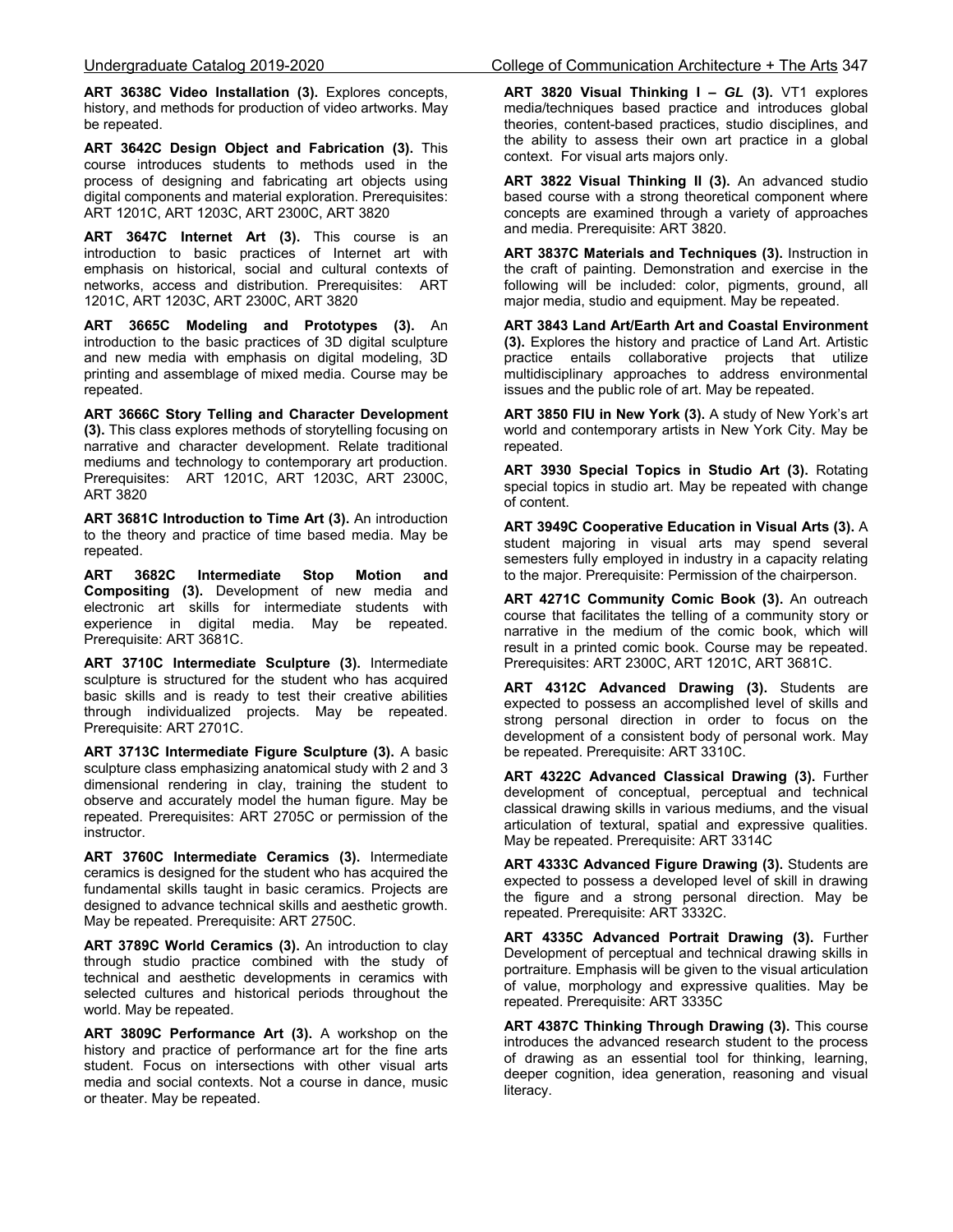**ART 3638C Video Installation (3).** Explores concepts, history, and methods for production of video artworks. May be repeated.

**ART 3642C Design Object and Fabrication (3).** This course introduces students to methods used in the process of designing and fabricating art objects using digital components and material exploration. Prerequisites: ART 1201C, ART 1203C, ART 2300C, ART 3820

**ART 3647C Internet Art (3).** This course is an introduction to basic practices of Internet art with emphasis on historical, social and cultural contexts of networks, access and distribution. Prerequisites: ART 1201C, ART 1203C, ART 2300C, ART 3820

**ART 3665C Modeling and Prototypes (3).** An introduction to the basic practices of 3D digital sculpture and new media with emphasis on digital modeling, 3D printing and assemblage of mixed media. Course may be repeated.

**ART 3666C Story Telling and Character Development (3).** This class explores methods of storytelling focusing on narrative and character development. Relate traditional mediums and technology to contemporary art production. Prerequisites: ART 1201C, ART 1203C, ART 2300C, ART 3820

**ART 3681C Introduction to Time Art (3).** An introduction to the theory and practice of time based media. May be repeated.

**ART 3682C Intermediate Stop Motion and Compositing (3).** Development of new media and electronic art skills for intermediate students with experience in digital media. May be repeated. Prerequisite: ART 3681C.

**ART 3710C Intermediate Sculpture (3).** Intermediate sculpture is structured for the student who has acquired basic skills and is ready to test their creative abilities through individualized projects. May be repeated. Prerequisite: ART 2701C.

**ART 3713C Intermediate Figure Sculpture (3).** A basic sculpture class emphasizing anatomical study with 2 and 3 dimensional rendering in clay, training the student to observe and accurately model the human figure. May be repeated. Prerequisites: ART 2705C or permission of the instructor.

**ART 3760C Intermediate Ceramics (3).** Intermediate ceramics is designed for the student who has acquired the fundamental skills taught in basic ceramics. Projects are designed to advance technical skills and aesthetic growth. May be repeated. Prerequisite: ART 2750C.

**ART 3789C World Ceramics (3).** An introduction to clay through studio practice combined with the study of technical and aesthetic developments in ceramics with selected cultures and historical periods throughout the world. May be repeated.

**ART 3809C Performance Art (3).** A workshop on the history and practice of performance art for the fine arts student. Focus on intersections with other visual arts media and social contexts. Not a course in dance, music or theater. May be repeated.

**ART 3820 Visual Thinking I – *GL* (3).** VT1 explores media/techniques based practice and introduces global theories, content-based practices, studio disciplines, and the ability to assess their own art practice in a global context. For visual arts majors only.

**ART 3822 Visual Thinking II (3).** An advanced studio based course with a strong theoretical component where concepts are examined through a variety of approaches and media. Prerequisite: ART 3820.

**ART 3837C Materials and Techniques (3).** Instruction in the craft of painting. Demonstration and exercise in the following will be included: color, pigments, ground, all major media, studio and equipment. May be repeated.

**ART 3843 Land Art/Earth Art and Coastal Environment (3).** Explores the history and practice of Land Art. Artistic practice entails collaborative projects that utilize multidisciplinary approaches to address environmental issues and the public role of art. May be repeated.

**ART 3850 FIU in New York (3).** A study of New York's art world and contemporary artists in New York City. May be repeated.

**ART 3930 Special Topics in Studio Art (3).** Rotating special topics in studio art. May be repeated with change of content.

**ART 3949C Cooperative Education in Visual Arts (3).** A student majoring in visual arts may spend several semesters fully employed in industry in a capacity relating to the major. Prerequisite: Permission of the chairperson.

**ART 4271C Community Comic Book (3).** An outreach course that facilitates the telling of a community story or narrative in the medium of the comic book, which will result in a printed comic book. Course may be repeated. Prerequisites: ART 2300C, ART 1201C, ART 3681C.

**ART 4312C Advanced Drawing (3).** Students are expected to possess an accomplished level of skills and strong personal direction in order to focus on the development of a consistent body of personal work. May be repeated. Prerequisite: ART 3310C.

**ART 4322C Advanced Classical Drawing (3).** Further development of conceptual, perceptual and technical classical drawing skills in various mediums, and the visual articulation of textural, spatial and expressive qualities. May be repeated. Prerequisite: ART 3314C

**ART 4333C Advanced Figure Drawing (3).** Students are expected to possess a developed level of skill in drawing the figure and a strong personal direction. May be repeated. Prerequisite: ART 3332C.

**ART 4335C Advanced Portrait Drawing (3).** Further Development of perceptual and technical drawing skills in portraiture. Emphasis will be given to the visual articulation of value, morphology and expressive qualities. May be repeated. Prerequisite: ART 3335C

**ART 4387C Thinking Through Drawing (3).** This course introduces the advanced research student to the process of drawing as an essential tool for thinking, learning, deeper cognition, idea generation, reasoning and visual literacy.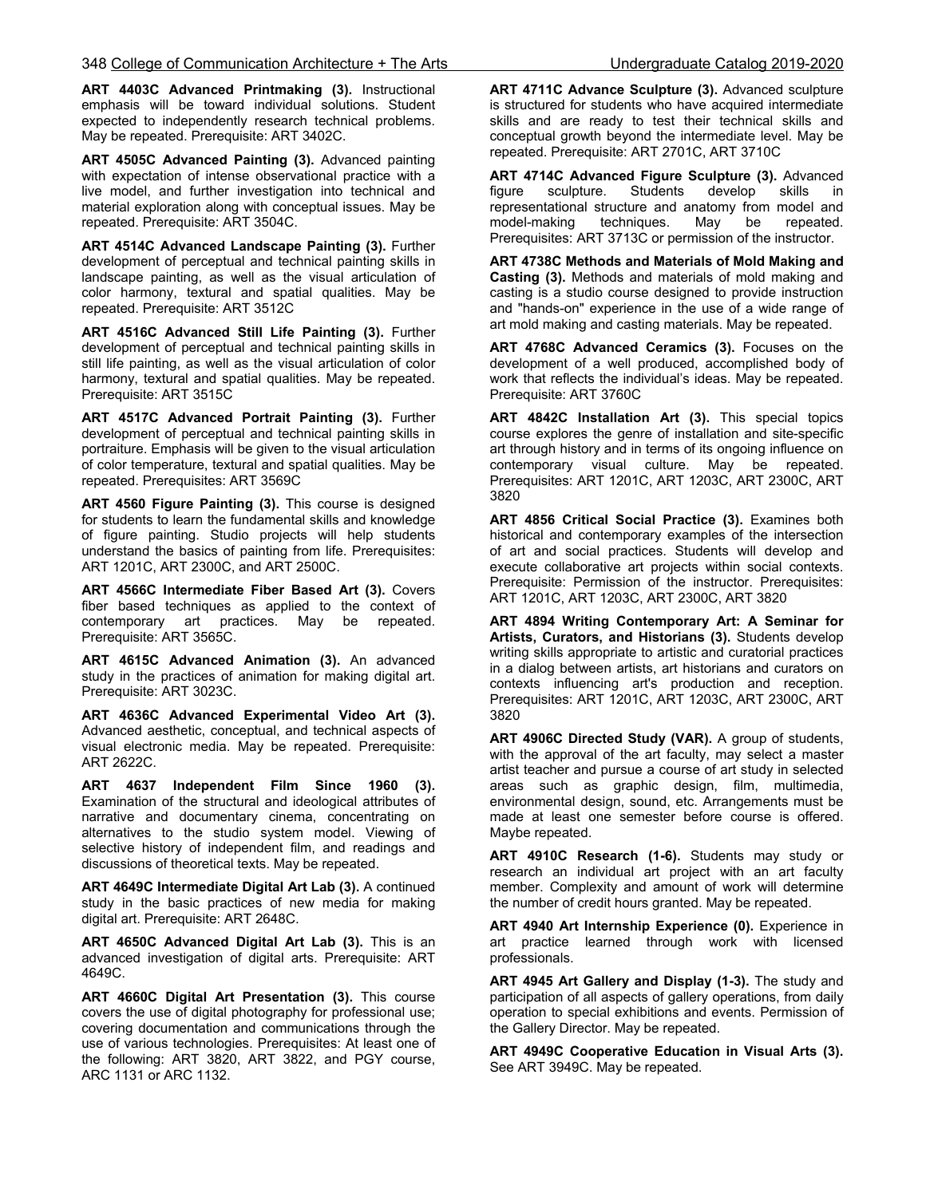**ART 4403C Advanced Printmaking (3).** Instructional emphasis will be toward individual solutions. Student expected to independently research technical problems. May be repeated. Prerequisite: ART 3402C.

**ART 4505C Advanced Painting (3).** Advanced painting with expectation of intense observational practice with a live model, and further investigation into technical and material exploration along with conceptual issues. May be repeated. Prerequisite: ART 3504C.

**ART 4514C Advanced Landscape Painting (3).** Further development of perceptual and technical painting skills in landscape painting, as well as the visual articulation of color harmony, textural and spatial qualities. May be repeated. Prerequisite: ART 3512C

**ART 4516C Advanced Still Life Painting (3).** Further development of perceptual and technical painting skills in still life painting, as well as the visual articulation of color harmony, textural and spatial qualities. May be repeated. Prerequisite: ART 3515C

**ART 4517C Advanced Portrait Painting (3).** Further development of perceptual and technical painting skills in portraiture. Emphasis will be given to the visual articulation of color temperature, textural and spatial qualities. May be repeated. Prerequisites: ART 3569C

**ART 4560 Figure Painting (3).** This course is designed for students to learn the fundamental skills and knowledge of figure painting. Studio projects will help students understand the basics of painting from life. Prerequisites: ART 1201C, ART 2300C, and ART 2500C.

**ART 4566C Intermediate Fiber Based Art (3).** Covers fiber based techniques as applied to the context of contemporary art practices. May be repeated. Prerequisite: ART 3565C.

**ART 4615C Advanced Animation (3).** An advanced study in the practices of animation for making digital art. Prerequisite: ART 3023C.

**ART 4636C Advanced Experimental Video Art (3).** Advanced aesthetic, conceptual, and technical aspects of visual electronic media. May be repeated. Prerequisite: ART 2622C.

**ART 4637 Independent Film Since 1960 (3).** Examination of the structural and ideological attributes of narrative and documentary cinema, concentrating on alternatives to the studio system model. Viewing of selective history of independent film, and readings and discussions of theoretical texts. May be repeated.

**ART 4649C Intermediate Digital Art Lab (3).** A continued study in the basic practices of new media for making digital art. Prerequisite: ART 2648C.

**ART 4650C Advanced Digital Art Lab (3).** This is an advanced investigation of digital arts. Prerequisite: ART 4649C.

**ART 4660C Digital Art Presentation (3).** This course covers the use of digital photography for professional use; covering documentation and communications through the use of various technologies. Prerequisites: At least one of the following: ART 3820, ART 3822, and PGY course, ARC 1131 or ARC 1132.

**ART 4711C Advance Sculpture (3).** Advanced sculpture is structured for students who have acquired intermediate skills and are ready to test their technical skills and conceptual growth beyond the intermediate level. May be repeated. Prerequisite: ART 2701C, ART 3710C

**ART 4714C Advanced Figure Sculpture (3).** Advanced figure sculpture. Students develop skills in representational structure and anatomy from model and model-making techniques. May be repeated. Prerequisites: ART 3713C or permission of the instructor.

**ART 4738C Methods and Materials of Mold Making and Casting (3).** Methods and materials of mold making and casting is a studio course designed to provide instruction and "hands-on" experience in the use of a wide range of art mold making and casting materials. May be repeated.

**ART 4768C Advanced Ceramics (3).** Focuses on the development of a well produced, accomplished body of work that reflects the individual's ideas. May be repeated. Prerequisite: ART 3760C

**ART 4842C Installation Art (3).** This special topics course explores the genre of installation and site-specific art through history and in terms of its ongoing influence on contemporary visual culture. May be repeated. Prerequisites: ART 1201C, ART 1203C, ART 2300C, ART 3820

**ART 4856 Critical Social Practice (3).** Examines both historical and contemporary examples of the intersection of art and social practices. Students will develop and execute collaborative art projects within social contexts. Prerequisite: Permission of the instructor. Prerequisites: ART 1201C, ART 1203C, ART 2300C, ART 3820

**ART 4894 Writing Contemporary Art: A Seminar for Artists, Curators, and Historians (3).** Students develop writing skills appropriate to artistic and curatorial practices in a dialog between artists, art historians and curators on contexts influencing art's production and reception. Prerequisites: ART 1201C, ART 1203C, ART 2300C, ART 3820

**ART 4906C Directed Study (VAR).** A group of students, with the approval of the art faculty, may select a master artist teacher and pursue a course of art study in selected areas such as graphic design, film, multimedia, environmental design, sound, etc. Arrangements must be made at least one semester before course is offered. Maybe repeated.

**ART 4910C Research (1-6).** Students may study or research an individual art project with an art faculty member. Complexity and amount of work will determine the number of credit hours granted. May be repeated.

**ART 4940 Art Internship Experience (0).** Experience in art practice learned through work with licensed professionals.

**ART 4945 Art Gallery and Display (1-3).** The study and participation of all aspects of gallery operations, from daily operation to special exhibitions and events. Permission of the Gallery Director. May be repeated.

**ART 4949C Cooperative Education in Visual Arts (3).** See ART 3949C. May be repeated.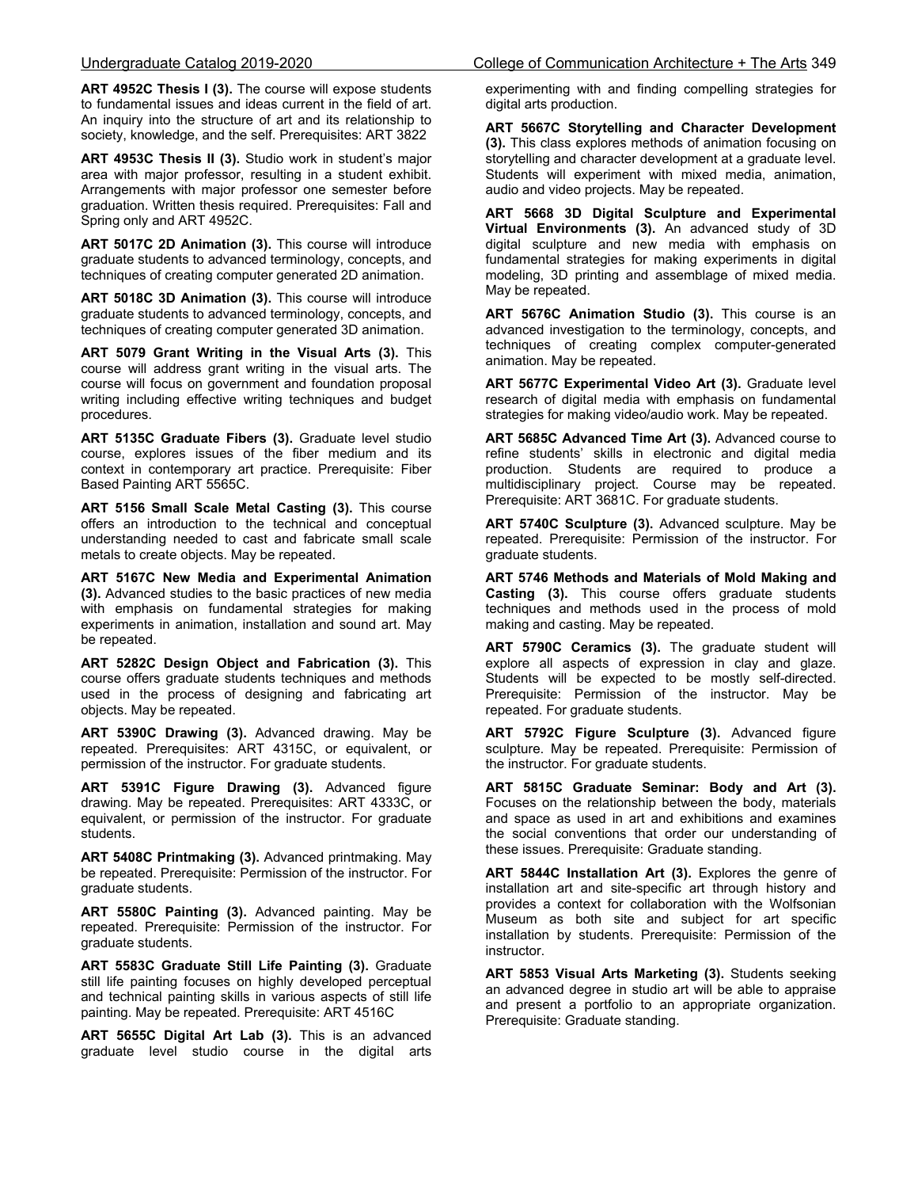**ART 4952C Thesis I (3).** The course will expose students to fundamental issues and ideas current in the field of art. An inquiry into the structure of art and its relationship to society, knowledge, and the self. Prerequisites: ART 3822

**ART 4953C Thesis II (3).** Studio work in student's major area with major professor, resulting in a student exhibit. Arrangements with major professor one semester before graduation. Written thesis required. Prerequisites: Fall and Spring only and ART 4952C.

**ART 5017C 2D Animation (3).** This course will introduce graduate students to advanced terminology, concepts, and techniques of creating computer generated 2D animation.

**ART 5018C 3D Animation (3).** This course will introduce graduate students to advanced terminology, concepts, and techniques of creating computer generated 3D animation.

**ART 5079 Grant Writing in the Visual Arts (3).** This course will address grant writing in the visual arts. The course will focus on government and foundation proposal writing including effective writing techniques and budget procedures.

**ART 5135C Graduate Fibers (3).** Graduate level studio course, explores issues of the fiber medium and its context in contemporary art practice. Prerequisite: Fiber Based Painting ART 5565C.

**ART 5156 Small Scale Metal Casting (3).** This course offers an introduction to the technical and conceptual understanding needed to cast and fabricate small scale metals to create objects. May be repeated.

**ART 5167C New Media and Experimental Animation (3).** Advanced studies to the basic practices of new media with emphasis on fundamental strategies for making experiments in animation, installation and sound art. May be repeated.

**ART 5282C Design Object and Fabrication (3).** This course offers graduate students techniques and methods used in the process of designing and fabricating art objects. May be repeated.

**ART 5390C Drawing (3).** Advanced drawing. May be repeated. Prerequisites: ART 4315C, or equivalent, or permission of the instructor. For graduate students.

**ART 5391C Figure Drawing (3).** Advanced figure drawing. May be repeated. Prerequisites: ART 4333C, or equivalent, or permission of the instructor. For graduate students.

**ART 5408C Printmaking (3).** Advanced printmaking. May be repeated. Prerequisite: Permission of the instructor. For graduate students.

**ART 5580C Painting (3).** Advanced painting. May be repeated. Prerequisite: Permission of the instructor. For graduate students.

**ART 5583C Graduate Still Life Painting (3).** Graduate still life painting focuses on highly developed perceptual and technical painting skills in various aspects of still life painting. May be repeated. Prerequisite: ART 4516C

**ART 5655C Digital Art Lab (3).** This is an advanced graduate level studio course in the digital arts experimenting with and finding compelling strategies for digital arts production.

**ART 5667C Storytelling and Character Development (3).** This class explores methods of animation focusing on storytelling and character development at a graduate level. Students will experiment with mixed media, animation, audio and video projects. May be repeated.

**ART 5668 3D Digital Sculpture and Experimental Virtual Environments (3).** An advanced study of 3D digital sculpture and new media with emphasis on fundamental strategies for making experiments in digital modeling, 3D printing and assemblage of mixed media. May be repeated.

**ART 5676C Animation Studio (3).** This course is an advanced investigation to the terminology, concepts, and techniques of creating complex computer-generated animation. May be repeated.

**ART 5677C Experimental Video Art (3).** Graduate level research of digital media with emphasis on fundamental strategies for making video/audio work. May be repeated.

**ART 5685C Advanced Time Art (3).** Advanced course to refine students' skills in electronic and digital media production. Students are required to produce a multidisciplinary project. Course may be repeated. Prerequisite: ART 3681C. For graduate students.

**ART 5740C Sculpture (3).** Advanced sculpture. May be repeated. Prerequisite: Permission of the instructor. For graduate students.

**ART 5746 Methods and Materials of Mold Making and Casting (3).** This course offers graduate students techniques and methods used in the process of mold making and casting. May be repeated.

**ART 5790C Ceramics (3).** The graduate student will explore all aspects of expression in clay and glaze. Students will be expected to be mostly self-directed. Prerequisite: Permission of the instructor. May be repeated. For graduate students.

**ART 5792C Figure Sculpture (3).** Advanced figure sculpture. May be repeated. Prerequisite: Permission of the instructor. For graduate students.

**ART 5815C Graduate Seminar: Body and Art (3).** Focuses on the relationship between the body, materials and space as used in art and exhibitions and examines the social conventions that order our understanding of these issues. Prerequisite: Graduate standing.

**ART 5844C Installation Art (3).** Explores the genre of installation art and site-specific art through history and provides a context for collaboration with the Wolfsonian Museum as both site and subject for art specific installation by students. Prerequisite: Permission of the instructor.

**ART 5853 Visual Arts Marketing (3).** Students seeking an advanced degree in studio art will be able to appraise and present a portfolio to an appropriate organization. Prerequisite: Graduate standing.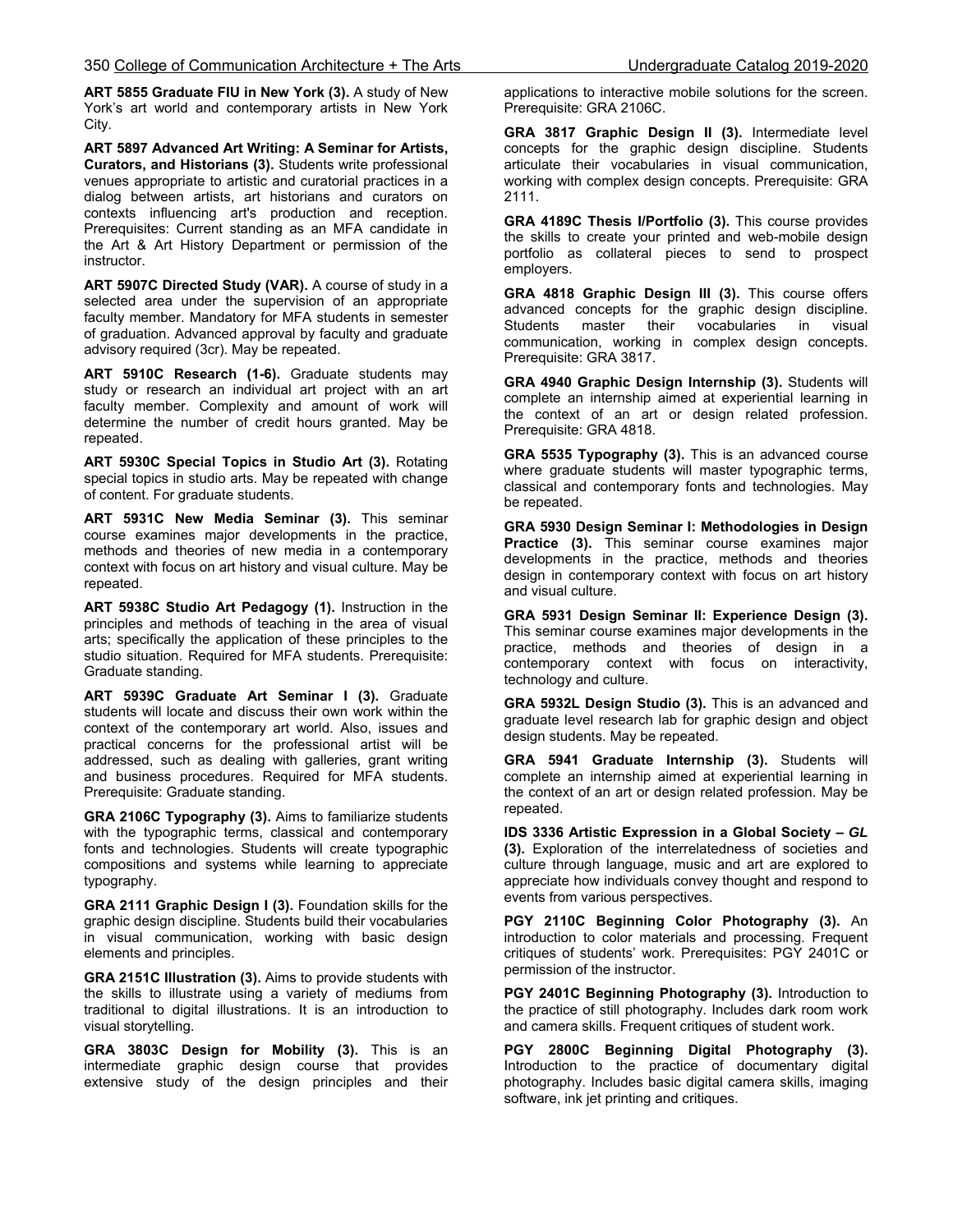**ART 5855 Graduate FIU in New York (3).** A study of New York's art world and contemporary artists in New York City.

**ART 5897 Advanced Art Writing: A Seminar for Artists, Curators, and Historians (3).** Students write professional venues appropriate to artistic and curatorial practices in a dialog between artists, art historians and curators on contexts influencing art's production and reception. Prerequisites: Current standing as an MFA candidate in the Art & Art History Department or permission of the instructor.

**ART 5907C Directed Study (VAR).** A course of study in a selected area under the supervision of an appropriate faculty member. Mandatory for MFA students in semester of graduation. Advanced approval by faculty and graduate advisory required (3cr). May be repeated.

**ART 5910C Research (1-6).** Graduate students may study or research an individual art project with an art faculty member. Complexity and amount of work will determine the number of credit hours granted. May be repeated.

**ART 5930C Special Topics in Studio Art (3).** Rotating special topics in studio arts. May be repeated with change of content. For graduate students.

**ART 5931C New Media Seminar (3).** This seminar course examines major developments in the practice, methods and theories of new media in a contemporary context with focus on art history and visual culture. May be repeated.

**ART 5938C Studio Art Pedagogy (1).** Instruction in the principles and methods of teaching in the area of visual arts; specifically the application of these principles to the studio situation. Required for MFA students. Prerequisite: Graduate standing.

**ART 5939C Graduate Art Seminar I (3).** Graduate students will locate and discuss their own work within the context of the contemporary art world. Also, issues and practical concerns for the professional artist will be addressed, such as dealing with galleries, grant writing and business procedures. Required for MFA students. Prerequisite: Graduate standing.

**GRA 2106C Typography (3).** Aims to familiarize students with the typographic terms, classical and contemporary fonts and technologies. Students will create typographic compositions and systems while learning to appreciate typography.

**GRA 2111 Graphic Design I (3).** Foundation skills for the graphic design discipline. Students build their vocabularies in visual communication, working with basic design elements and principles.

**GRA 2151C Illustration (3).** Aims to provide students with the skills to illustrate using a variety of mediums from traditional to digital illustrations. It is an introduction to visual storytelling.

**GRA 3803C Design for Mobility (3).** This is an intermediate graphic design course that provides extensive study of the design principles and their applications to interactive mobile solutions for the screen. Prerequisite: GRA 2106C.

**GRA 3817 Graphic Design II (3).** Intermediate level concepts for the graphic design discipline. Students articulate their vocabularies in visual communication, working with complex design concepts. Prerequisite: GRA 2111.

**GRA 4189C Thesis I/Portfolio (3).** This course provides the skills to create your printed and web-mobile design portfolio as collateral pieces to send to prospect employers.

**GRA 4818 Graphic Design III (3).** This course offers advanced concepts for the graphic design discipline. Students master their vocabularies in visual communication, working in complex design concepts. Prerequisite: GRA 3817.

**GRA 4940 Graphic Design Internship (3).** Students will complete an internship aimed at experiential learning in the context of an art or design related profession. Prerequisite: GRA 4818.

**GRA 5535 Typography (3).** This is an advanced course where graduate students will master typographic terms, classical and contemporary fonts and technologies. May be repeated.

**GRA 5930 Design Seminar I: Methodologies in Design Practice (3).** This seminar course examines major developments in the practice, methods and theories design in contemporary context with focus on art history and visual culture.

**GRA 5931 Design Seminar II: Experience Design (3).** This seminar course examines major developments in the practice, methods and theories of design in a contemporary context with focus on interactivity, technology and culture.

**GRA 5932L Design Studio (3).** This is an advanced and graduate level research lab for graphic design and object design students. May be repeated.

**GRA 5941 Graduate Internship (3).** Students will complete an internship aimed at experiential learning in the context of an art or design related profession. May be repeated.

**IDS 3336 Artistic Expression in a Global Society – *GL* (3).** Exploration of the interrelatedness of societies and culture through language, music and art are explored to appreciate how individuals convey thought and respond to events from various perspectives.

**PGY 2110C Beginning Color Photography (3).** An introduction to color materials and processing. Frequent critiques of students' work. Prerequisites: PGY 2401C or permission of the instructor.

**PGY 2401C Beginning Photography (3).** Introduction to the practice of still photography. Includes dark room work and camera skills. Frequent critiques of student work.

**PGY 2800C Beginning Digital Photography (3).** Introduction to the practice of documentary digital photography. Includes basic digital camera skills, imaging software, ink jet printing and critiques.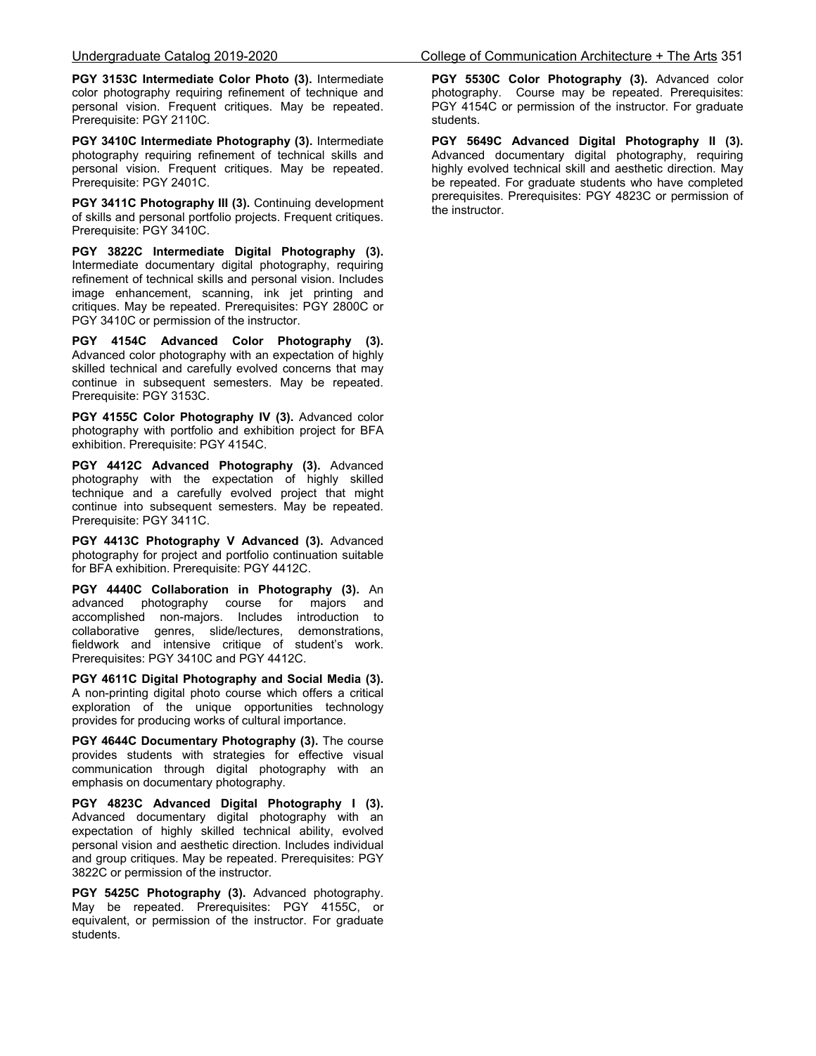**PGY 3153C Intermediate Color Photo (3).** Intermediate color photography requiring refinement of technique and personal vision. Frequent critiques. May be repeated. Prerequisite: PGY 2110C.

**PGY 3410C Intermediate Photography (3).** Intermediate photography requiring refinement of technical skills and personal vision. Frequent critiques. May be repeated. Prerequisite: PGY 2401C.

**PGY 3411C Photography III (3).** Continuing development of skills and personal portfolio projects. Frequent critiques. Prerequisite: PGY 3410C.

**PGY 3822C Intermediate Digital Photography (3).** Intermediate documentary digital photography, requiring refinement of technical skills and personal vision. Includes image enhancement, scanning, ink jet printing and critiques. May be repeated. Prerequisites: PGY 2800C or PGY 3410C or permission of the instructor.

**PGY 4154C Advanced Color Photography (3).** Advanced color photography with an expectation of highly skilled technical and carefully evolved concerns that may continue in subsequent semesters. May be repeated. Prerequisite: PGY 3153C.

**PGY 4155C Color Photography IV (3).** Advanced color photography with portfolio and exhibition project for BFA exhibition. Prerequisite: PGY 4154C.

**PGY 4412C Advanced Photography (3).** Advanced photography with the expectation of highly skilled technique and a carefully evolved project that might continue into subsequent semesters. May be repeated. Prerequisite: PGY 3411C.

**PGY 4413C Photography V Advanced (3).** Advanced photography for project and portfolio continuation suitable for BFA exhibition. Prerequisite: PGY 4412C.

**PGY 4440C Collaboration in Photography (3).** An advanced photography course for majors and accomplished non-majors. Includes introduction to collaborative genres, slide/lectures, demonstrations, fieldwork and intensive critique of student's work. Prerequisites: PGY 3410C and PGY 4412C.

**PGY 4611C Digital Photography and Social Media (3).** A non-printing digital photo course which offers a critical exploration of the unique opportunities technology provides for producing works of cultural importance.

**PGY 4644C Documentary Photography (3).** The course provides students with strategies for effective visual communication through digital photography with an emphasis on documentary photography.

**PGY 4823C Advanced Digital Photography I (3).** Advanced documentary digital photography with an expectation of highly skilled technical ability, evolved personal vision and aesthetic direction. Includes individual and group critiques. May be repeated. Prerequisites: PGY 3822C or permission of the instructor.

**PGY 5425C Photography (3).** Advanced photography. May be repeated. Prerequisites: PGY 4155C, or equivalent, or permission of the instructor. For graduate students.

**PGY 5530C Color Photography (3).** Advanced color photography. Course may be repeated. Prerequisites: PGY 4154C or permission of the instructor. For graduate students.

**PGY 5649C Advanced Digital Photography II (3).** Advanced documentary digital photography, requiring highly evolved technical skill and aesthetic direction. May be repeated. For graduate students who have completed prerequisites. Prerequisites: PGY 4823C or permission of the instructor.